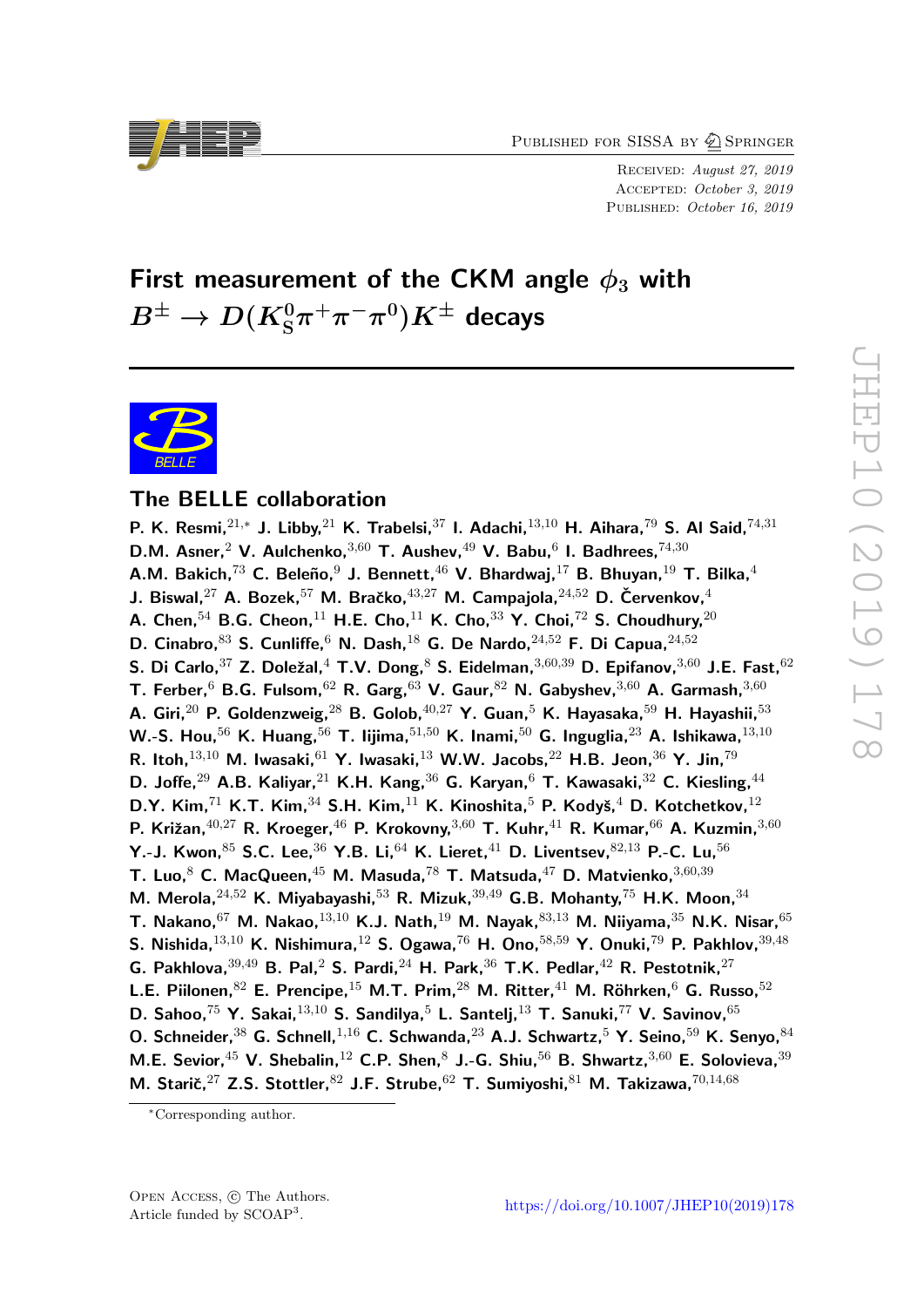Published for SISSA by Springer

Received: *August 27, 2019*
Accepted: *October 3, 2019*
Published: *October 16, 2019*

# First measurement of the CKM angle $\phi_3$ with $B^{\pm} \to D(K^0_S\pi^+\pi^-\pi^0)K^{\pm}$ decays

## The BELLE collaboration

**P. K. Resmi,[21,*] J. Libby,[21] K. Trabelsi,[37] I. Adachi,[13,10] H. Aihara,[79] S. Al Said,[74,31] D.M. Asner,[2] V. Aulchenko,[3,60] T. Aushev,[49] V. Babu,[6] I. Badhrees,[74,30] A.M. Bakich,[73] C. Beleño,[9] J. Bennett,[46] V. Bhardwaj,[17] B. Bhuyan,[19] T. Bilka,[4] J. Biswal,[27] A. Bozek,[57] M. Bračko,[43,27] M. Campajola,[24,52] D. Červenkov,[4] A. Chen,[54] B.G. Cheon,[11] H.E. Cho,[11] K. Cho,[33] Y. Choi,[72] S. Choudhury,[20] D. Cinabro,[83] S. Cunliffe,[6] N. Dash,[18] G. De Nardo,[24,52] F. Di Capua,[24,52] S. Di Carlo,[37] Z. Doležal,[4] T.V. Dong,[8] S. Eidelman,[3,60,39] D. Epifanov,[3,60] J.E. Fast,[62] T. Ferber,[6] B.G. Fulsom,[62] R. Garg,[63] V. Gaur,[82] N. Gabyshev,[3,60] A. Garmash,[3,60] A. Giri,[20] P. Goldenzweig,[28] B. Golob,[40,27] Y. Guan,[5] K. Hayasaka,[59] H. Hayashii,[53] W.-S. Hou,[56] K. Huang,[56] T. Iijima,[51,50] K. Inami,[50] G. Inguglia,[23] A. Ishikawa,[13,10] R. Itoh,[13,10] M. Iwasaki,[61] Y. Iwasaki,[13] W.W. Jacobs,[22] H.B. Jeon,[36] Y. Jin,[79] D. Joffe,[29] A.B. Kaliyar,[21] K.H. Kang,[36] G. Karyan,[6] T. Kawasaki,[32] C. Kiesling,[44] D.Y. Kim,[71] K.T. Kim,[34] S.H. Kim,[11] K. Kinoshita,[5] P. Kodyš,[4] D. Kotchetkov,[12] P. Križan,[40,27] R. Kroeger,[46] P. Krokovny,[3,60] T. Kuhr,[41] R. Kumar,[66] A. Kuzmin,[3,60] Y.-J. Kwon,[85] S.C. Lee,[36] Y.B. Li,[64] K. Lieret,[41] D. Liventsev,[82,13] P.-C. Lu,[56] T. Luo,[8] C. MacQueen,[45] M. Masuda,[78] T. Matsuda,[47] D. Matvienko,[3,60,39] M. Merola,[24,52] K. Miyabayashi,[53] R. Mizuk,[39,49] G.B. Mohanty,[75] H.K. Moon,[34] T. Nakano,[67] M. Nakao,[13,10] K.J. Nath,[19] M. Nayak,[83,13] M. Niiyama,[35] N.K. Nisar,[65] S. Nishida,[13,10] K. Nishimura,[12] S. Ogawa,[76] H. Ono,[58,59] Y. Onuki,[79] P. Pakhlov,[39,48] G. Pakhlova,[39,49] B. Pal,[2] S. Pardi,[24] H. Park,[36] T.K. Pedlar,[42] R. Pestotnik,[27] L.E. Piilonen,[82] E. Prencipe,[15] M.T. Prim,[28] M. Ritter,[41] M. Röhrken,[6] G. Russo,[52] D. Sahoo,[75] Y. Sakai,[13,10] S. Sandilya,[5] L. Santelj,[13] T. Sanuki,[77] V. Savinov,[65] O. Schneider,[38] G. Schnell,[1,16] C. Schwanda,[23] A.J. Schwartz,[5] Y. Seino,[59] K. Senyo,[84] M.E. Sevior,[45] V. Shebalin,[12] C.P. Shen,[8] J.-G. Shiu,[56] B. Shwartz,[3,60] E. Solovieva,[39] M. Starič,[27] Z.S. Stottler,[82] J.F. Strube,[62] T. Sumiyoshi,[81] M. Takizawa,[70,14,68]**

*Corresponding author.

Open Access, © The Authors.
Article funded by SCOAP³.

https://doi.org/10.1007/JHEP10(2019)178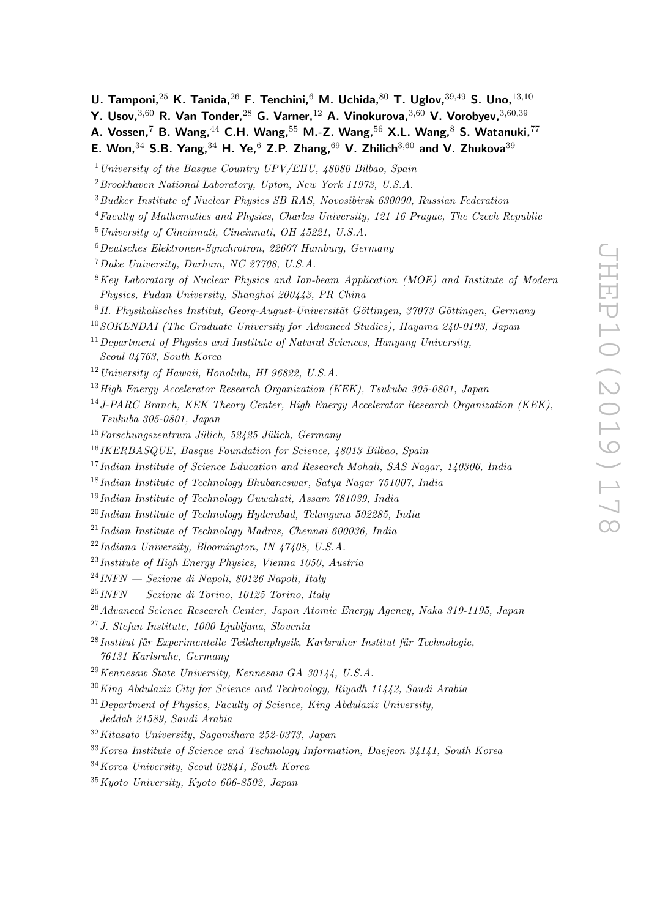**U. Tamponi,**[25] **K. Tanida,**[26] **F. Tenchini,**[6] **M. Uchida,**[80] **T. Uglov,**[39,49] **S. Uno,**[13,10] **Y. Usov,**[3,60] **R. Van Tonder,**[28] **G. Varner,**[12] **A. Vinokurova,**[3,60] **V. Vorobyev,**[3,60,39] **A. Vossen,**[7] **B. Wang,**[44] **C.H. Wang,**[55] **M.-Z. Wang,**[56] **X.L. Wang,**[8] **S. Watanuki,**[77] **E. Won,**[34] **S.B. Yang,**[34] **H. Ye,**[6] **Z.P. Zhang,**[69] **V. Zhilich**[3,60] **and V. Zhukova**[39]

[1] *University of the Basque Country UPV/EHU, 48080 Bilbao, Spain*
[2] *Brookhaven National Laboratory, Upton, New York 11973, U.S.A.*
[3] *Budker Institute of Nuclear Physics SB RAS, Novosibirsk 630090, Russian Federation*
[4] *Faculty of Mathematics and Physics, Charles University, 121 16 Prague, The Czech Republic*
[5] *University of Cincinnati, Cincinnati, OH 45221, U.S.A.*
[6] *Deutsches Elektronen-Synchrotron, 22607 Hamburg, Germany*
[7] *Duke University, Durham, NC 27708, U.S.A.*
[8] *Key Laboratory of Nuclear Physics and Ion-beam Application (MOE) and Institute of Modern Physics, Fudan University, Shanghai 200443, PR China*
[9] *II. Physikalisches Institut, Georg-August-Universität Göttingen, 37073 Göttingen, Germany*
[10] *SOKENDAI (The Graduate University for Advanced Studies), Hayama 240-0193, Japan*
[11] *Department of Physics and Institute of Natural Sciences, Hanyang University, Seoul 04763, South Korea*
[12] *University of Hawaii, Honolulu, HI 96822, U.S.A.*
[13] *High Energy Accelerator Research Organization (KEK), Tsukuba 305-0801, Japan*
[14] *J-PARC Branch, KEK Theory Center, High Energy Accelerator Research Organization (KEK), Tsukuba 305-0801, Japan*
[15] *Forschungszentrum Jülich, 52425 Jülich, Germany*
[16] *IKERBASQUE, Basque Foundation for Science, 48013 Bilbao, Spain*
[17] *Indian Institute of Science Education and Research Mohali, SAS Nagar, 140306, India*
[18] *Indian Institute of Technology Bhubaneswar, Satya Nagar 751007, India*
[19] *Indian Institute of Technology Guwahati, Assam 781039, India*
[20] *Indian Institute of Technology Hyderabad, Telangana 502285, India*
[21] *Indian Institute of Technology Madras, Chennai 600036, India*
[22] *Indiana University, Bloomington, IN 47408, U.S.A.*
[23] *Institute of High Energy Physics, Vienna 1050, Austria*
[24] *INFN — Sezione di Napoli, 80126 Napoli, Italy*
[25] *INFN — Sezione di Torino, 10125 Torino, Italy*
[26] *Advanced Science Research Center, Japan Atomic Energy Agency, Naka 319-1195, Japan*
[27] *J. Stefan Institute, 1000 Ljubljana, Slovenia*
[28] *Institut für Experimentelle Teilchenphysik, Karlsruher Institut für Technologie, 76131 Karlsruhe, Germany*
[29] *Kennesaw State University, Kennesaw GA 30144, U.S.A.*
[30] *King Abdulaziz City for Science and Technology, Riyadh 11442, Saudi Arabia*
[31] *Department of Physics, Faculty of Science, King Abdulaziz University, Jeddah 21589, Saudi Arabia*
[32] *Kitasato University, Sagamihara 252-0373, Japan*
[33] *Korea Institute of Science and Technology Information, Daejeon 34141, South Korea*
[34] *Korea University, Seoul 02841, South Korea*
[35] *Kyoto University, Kyoto 606-8502, Japan*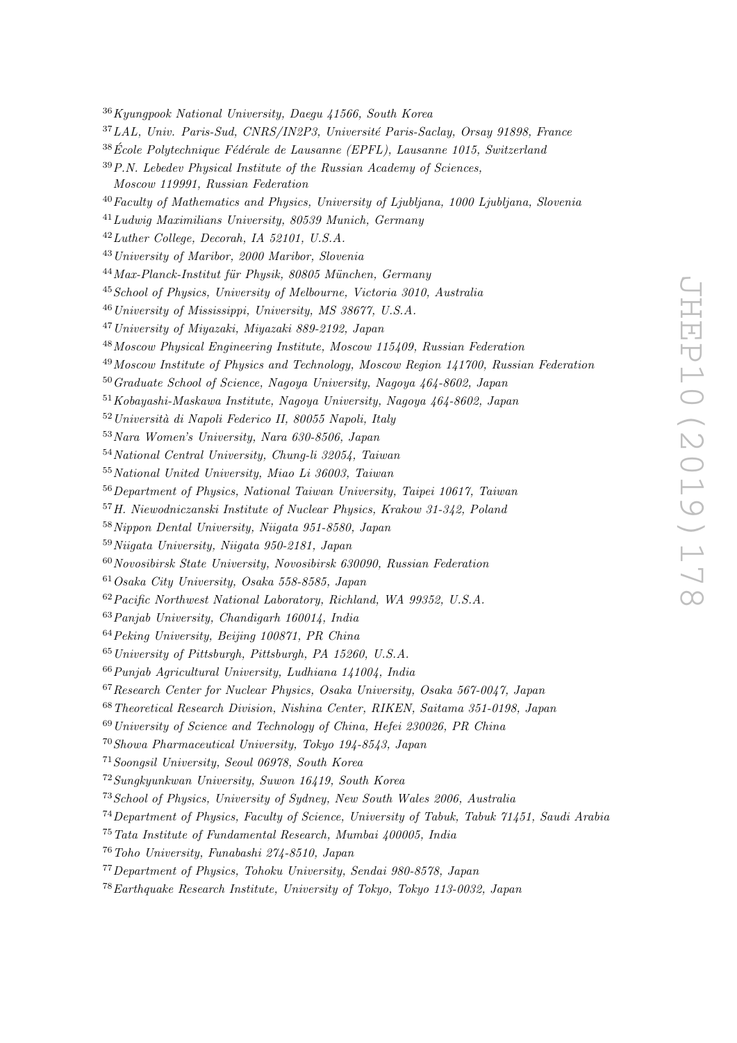[36] Kyungpook National University, Daegu 41566, South Korea
[37] LAL, Univ. Paris-Sud, CNRS/IN2P3, Université Paris-Saclay, Orsay 91898, France
[38] École Polytechnique Fédérale de Lausanne (EPFL), Lausanne 1015, Switzerland
[39] P.N. Lebedev Physical Institute of the Russian Academy of Sciences, Moscow 119991, Russian Federation
[40] Faculty of Mathematics and Physics, University of Ljubljana, 1000 Ljubljana, Slovenia
[41] Ludwig Maximilians University, 80539 Munich, Germany
[42] Luther College, Decorah, IA 52101, U.S.A.
[43] University of Maribor, 2000 Maribor, Slovenia
[44] Max-Planck-Institut für Physik, 80805 München, Germany
[45] School of Physics, University of Melbourne, Victoria 3010, Australia
[46] University of Mississippi, University, MS 38677, U.S.A.
[47] University of Miyazaki, Miyazaki 889-2192, Japan
[48] Moscow Physical Engineering Institute, Moscow 115409, Russian Federation
[49] Moscow Institute of Physics and Technology, Moscow Region 141700, Russian Federation
[50] Graduate School of Science, Nagoya University, Nagoya 464-8602, Japan
[51] Kobayashi-Maskawa Institute, Nagoya University, Nagoya 464-8602, Japan
[52] Università di Napoli Federico II, 80055 Napoli, Italy
[53] Nara Women's University, Nara 630-8506, Japan
[54] National Central University, Chung-li 32054, Taiwan
[55] National United University, Miao Li 36003, Taiwan
[56] Department of Physics, National Taiwan University, Taipei 10617, Taiwan
[57] H. Niewodniczanski Institute of Nuclear Physics, Krakow 31-342, Poland
[58] Nippon Dental University, Niigata 951-8580, Japan
[59] Niigata University, Niigata 950-2181, Japan
[60] Novosibirsk State University, Novosibirsk 630090, Russian Federation
[61] Osaka City University, Osaka 558-8585, Japan
[62] Pacific Northwest National Laboratory, Richland, WA 99352, U.S.A.
[63] Panjab University, Chandigarh 160014, India
[64] Peking University, Beijing 100871, PR China
[65] University of Pittsburgh, Pittsburgh, PA 15260, U.S.A.
[66] Punjab Agricultural University, Ludhiana 141004, India
[67] Research Center for Nuclear Physics, Osaka University, Osaka 567-0047, Japan
[68] Theoretical Research Division, Nishina Center, RIKEN, Saitama 351-0198, Japan
[69] University of Science and Technology of China, Hefei 230026, PR China
[70] Showa Pharmaceutical University, Tokyo 194-8543, Japan
[71] Soongsil University, Seoul 06978, South Korea
[72] Sungkyunkwan University, Suwon 16419, South Korea
[73] School of Physics, University of Sydney, New South Wales 2006, Australia
[74] Department of Physics, Faculty of Science, University of Tabuk, Tabuk 71451, Saudi Arabia
[75] Tata Institute of Fundamental Research, Mumbai 400005, India
[76] Toho University, Funabashi 274-8510, Japan
[77] Department of Physics, Tohoku University, Sendai 980-8578, Japan
[78] Earthquake Research Institute, University of Tokyo, Tokyo 113-0032, Japan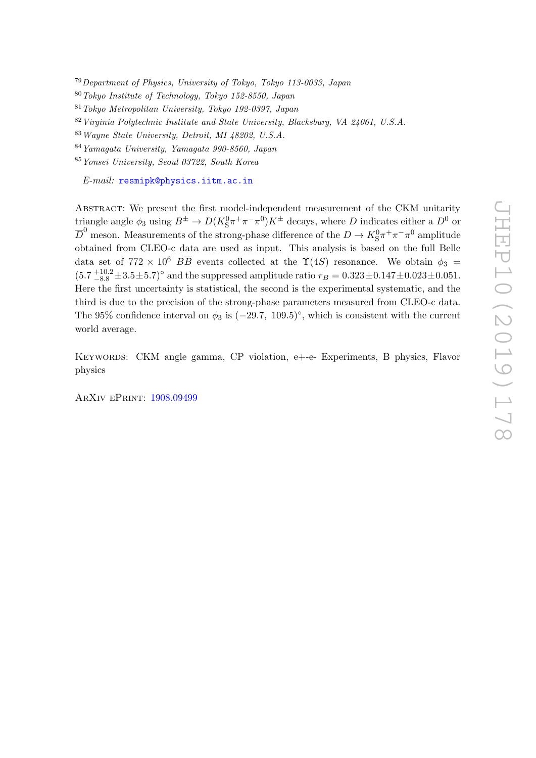[79] *Department of Physics, University of Tokyo, Tokyo 113-0033, Japan*
[80] *Tokyo Institute of Technology, Tokyo 152-8550, Japan*
[81] *Tokyo Metropolitan University, Tokyo 192-0397, Japan*
[82] *Virginia Polytechnic Institute and State University, Blacksburg, VA 24061, U.S.A.*
[83] *Wayne State University, Detroit, MI 48202, U.S.A.*
[84] *Yamagata University, Yamagata 990-8560, Japan*
[85] *Yonsei University, Seoul 03722, South Korea*

*E-mail:* resmipk@physics.iitm.ac.in

Abstract: We present the first model-independent measurement of the CKM unitarity triangle angle $\phi_3$ using $B^{\pm} \to D(K_S^0\pi^+\pi^-\pi^0)K^{\pm}$ decays, where $D$ indicates either a $D^0$ or $\overline{D}^0$ meson. Measurements of the strong-phase difference of the $D \to K_S^0\pi^+\pi^-\pi^0$ amplitude obtained from CLEO-c data are used as input. This analysis is based on the full Belle data set of $772 \times 10^6$ $B\overline{B}$ events collected at the $\Upsilon(4S)$ resonance. We obtain $\phi_3 = (5.7\,^{+10.2}_{-8.8} \pm 3.5 \pm 5.7)^{\circ}$ and the suppressed amplitude ratio $r_B = 0.323 \pm 0.147 \pm 0.023 \pm 0.051$. Here the first uncertainty is statistical, the second is the experimental systematic, and the third is due to the precision of the strong-phase parameters measured from CLEO-c data. The 95% confidence interval on $\phi_3$ is $(-29.7,\ 109.5)^{\circ}$, which is consistent with the current world average.

Keywords: CKM angle gamma, CP violation, e+-e- Experiments, B physics, Flavor physics

ArXiv ePrint: 1908.09499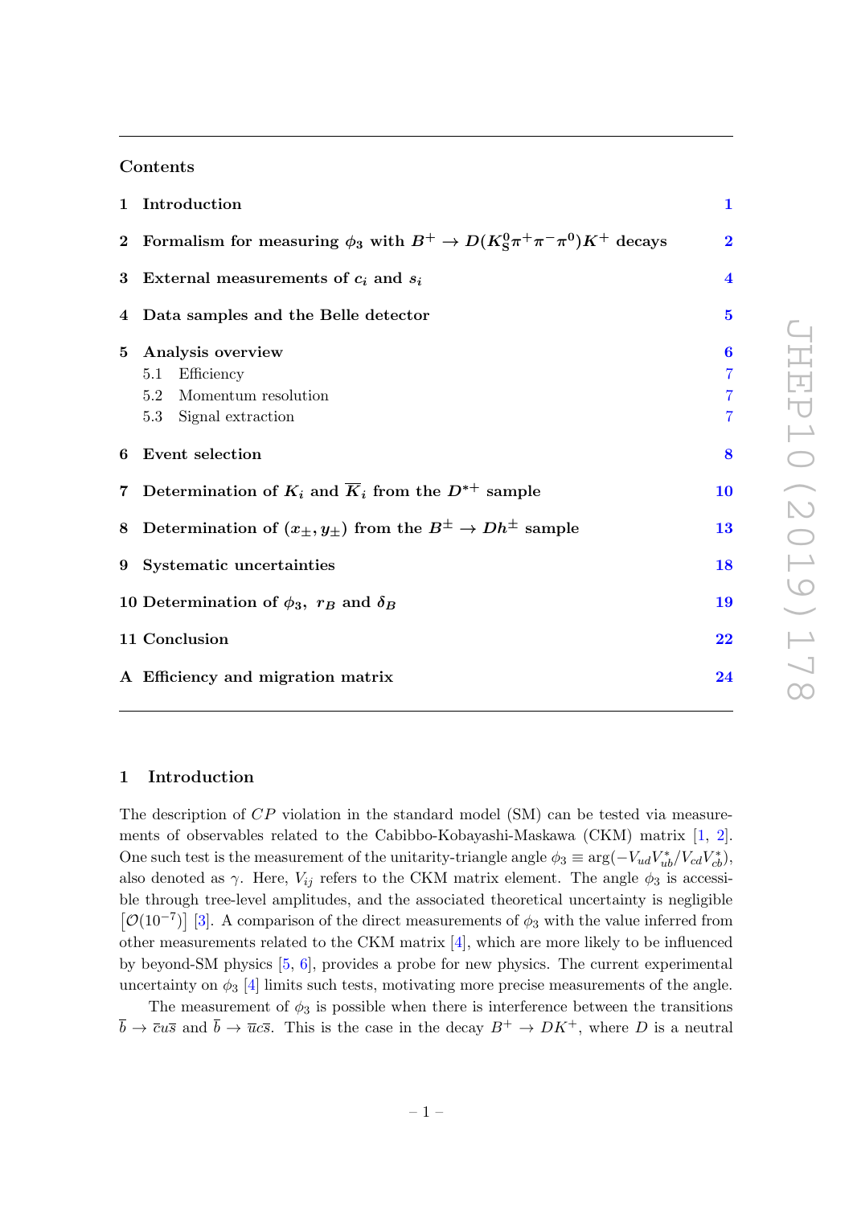## Contents

| | | |
|---|---|---|
| **1** | **Introduction** | **1** |
| **2** | **Formalism for measuring $\phi_3$ with $B^+ \to D(K^0_S\pi^+\pi^-\pi^0)K^+$ decays** | **2** |
| **3** | **External measurements of $c_i$ and $s_i$** | **4** |
| **4** | **Data samples and the Belle detector** | **5** |
| **5** | **Analysis overview** | **6** |
| | 5.1 Efficiency | 7 |
| | 5.2 Momentum resolution | 7 |
| | 5.3 Signal extraction | 7 |
| **6** | **Event selection** | **8** |
| **7** | **Determination of $K_i$ and $\overline{K}_i$ from the $D^{*+}$ sample** | **10** |
| **8** | **Determination of $(x_\pm, y_\pm)$ from the $B^\pm \to Dh^\pm$ sample** | **13** |
| **9** | **Systematic uncertainties** | **18** |
| **10** | **Determination of $\phi_3$, $r_B$ and $\delta_B$** | **19** |
| **11** | **Conclusion** | **22** |
| **A** | **Efficiency and migration matrix** | **24** |

# 1 Introduction

The description of $CP$ violation in the standard model (SM) can be tested via measurements of observables related to the Cabibbo-Kobayashi-Maskawa (CKM) matrix [1, 2]. One such test is the measurement of the unitarity-triangle angle $\phi_3 \equiv \arg(-V_{ud}V^*_{ub}/V_{cd}V^*_{cb})$, also denoted as $\gamma$. Here, $V_{ij}$ refers to the CKM matrix element. The angle $\phi_3$ is accessible through tree-level amplitudes, and the associated theoretical uncertainty is negligible $\left[\mathcal{O}(10^{-7})\right]$ [3]. A comparison of the direct measurements of $\phi_3$ with the value inferred from other measurements related to the CKM matrix [4], which are more likely to be influenced by beyond-SM physics [5, 6], provides a probe for new physics. The current experimental uncertainty on $\phi_3$ [4] limits such tests, motivating more precise measurements of the angle.

The measurement of $\phi_3$ is possible when there is interference between the transitions $\overline{b} \to \overline{c}u\overline{s}$ and $\overline{b} \to \overline{u}c\overline{s}$. This is the case in the decay $B^+ \to DK^+$, where $D$ is a neutral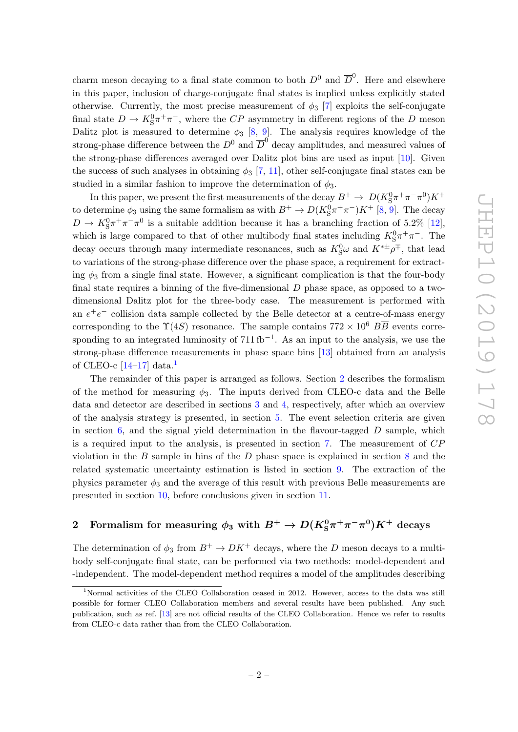charm meson decaying to a final state common to both $D^0$ and $\overline{D}^0$. Here and elsewhere in this paper, inclusion of charge-conjugate final states is implied unless explicitly stated otherwise. Currently, the most precise measurement of $\phi_3$ [7] exploits the self-conjugate final state $D \to K^0_S\pi^+\pi^-$, where the $CP$ asymmetry in different regions of the $D$ meson Dalitz plot is measured to determine $\phi_3$ [8, 9]. The analysis requires knowledge of the strong-phase difference between the $D^0$ and $\overline{D}^0$ decay amplitudes, and measured values of the strong-phase differences averaged over Dalitz plot bins are used as input [10]. Given the success of such analyses in obtaining $\phi_3$ [7, 11], other self-conjugate final states can be studied in a similar fashion to improve the determination of $\phi_3$.

In this paper, we present the first measurements of the decay $B^+ \to D(K^0_S\pi^+\pi^-\pi^0)K^+$ to determine $\phi_3$ using the same formalism as with $B^+ \to D(K^0_S\pi^+\pi^-)K^+$ [8, 9]. The decay $D \to K^0_S\pi^+\pi^-\pi^0$ is a suitable addition because it has a branching fraction of 5.2% [12], which is large compared to that of other multibody final states including $K^0_S\pi^+\pi^-$. The decay occurs through many intermediate resonances, such as $K^0_S\omega$ and $K^{*\pm}\rho^\mp$, that lead to variations of the strong-phase difference over the phase space, a requirement for extracting $\phi_3$ from a single final state. However, a significant complication is that the four-body final state requires a binning of the five-dimensional $D$ phase space, as opposed to a two-dimensional Dalitz plot for the three-body case. The measurement is performed with an $e^+e^-$ collision data sample collected by the Belle detector at a centre-of-mass energy corresponding to the $\Upsilon(4S)$ resonance. The sample contains $772 \times 10^6$ $B\overline{B}$ events corresponding to an integrated luminosity of $711\,\text{fb}^{-1}$. As an input to the analysis, we use the strong-phase difference measurements in phase space bins [13] obtained from an analysis of CLEO-c [14–17] data.[1]

The remainder of this paper is arranged as follows. Section 2 describes the formalism of the method for measuring $\phi_3$. The inputs derived from CLEO-c data and the Belle data and detector are described in sections 3 and 4, respectively, after which an overview of the analysis strategy is presented, in section 5. The event selection criteria are given in section 6, and the signal yield determination in the flavour-tagged $D$ sample, which is a required input to the analysis, is presented in section 7. The measurement of $CP$ violation in the $B$ sample in bins of the $D$ phase space is explained in section 8 and the related systematic uncertainty estimation is listed in section 9. The extraction of the physics parameter $\phi_3$ and the average of this result with previous Belle measurements are presented in section 10, before conclusions given in section 11.

## 2 Formalism for measuring $\phi_3$ with $B^+ \to D(K^0_S\pi^+\pi^-\pi^0)K^+$ decays

The determination of $\phi_3$ from $B^+ \to DK^+$ decays, where the $D$ meson decays to a multi-body self-conjugate final state, can be performed via two methods: model-dependent and -independent. The model-dependent method requires a model of the amplitudes describing

[1] Normal activities of the CLEO Collaboration ceased in 2012. However, access to the data was still possible for former CLEO Collaboration members and several results have been published. Any such publication, such as ref. [13] are not official results of the CLEO Collaboration. Hence we refer to results from CLEO-c data rather than from the CLEO Collaboration.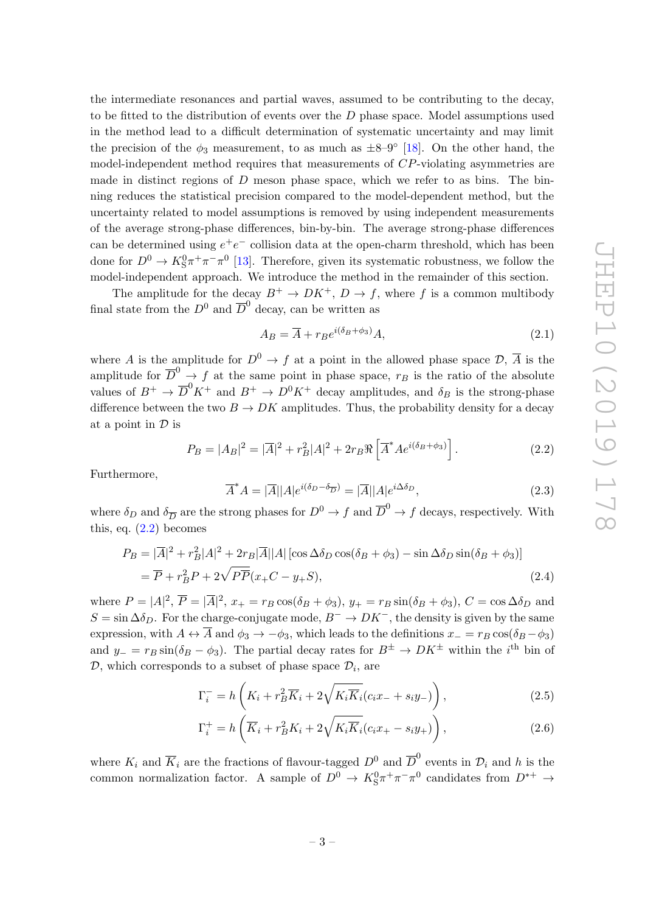the intermediate resonances and partial waves, assumed to be contributing to the decay, to be fitted to the distribution of events over the $D$ phase space. Model assumptions used in the method lead to a difficult determination of systematic uncertainty and may limit the precision of the $\phi_3$ measurement, to as much as $\pm 8$–$9^\circ$ [18]. On the other hand, the model-independent method requires that measurements of $CP$-violating asymmetries are made in distinct regions of $D$ meson phase space, which we refer to as bins. The binning reduces the statistical precision compared to the model-dependent method, but the uncertainty related to model assumptions is removed by using independent measurements of the average strong-phase differences, bin-by-bin. The average strong-phase differences can be determined using $e^+e^-$ collision data at the open-charm threshold, which has been done for $D^0 \to K_S^0\pi^+\pi^-\pi^0$ [13]. Therefore, given its systematic robustness, we follow the model-independent approach. We introduce the method in the remainder of this section.

The amplitude for the decay $B^+ \to DK^+$, $D \to f$, where $f$ is a common multibody final state from the $D^0$ and $\overline{D}^0$ decay, can be written as

$$A_B = \overline{A} + r_B e^{i(\delta_B + \phi_3)} A, \tag{2.1}$$

where $A$ is the amplitude for $D^0 \to f$ at a point in the allowed phase space $\mathcal{D}$, $\overline{A}$ is the amplitude for $\overline{D}^0 \to f$ at the same point in phase space, $r_B$ is the ratio of the absolute values of $B^+ \to \overline{D}^0 K^+$ and $B^+ \to D^0 K^+$ decay amplitudes, and $\delta_B$ is the strong-phase difference between the two $B \to DK$ amplitudes. Thus, the probability density for a decay at a point in $\mathcal{D}$ is

$$P_B = |A_B|^2 = |\overline{A}|^2 + r_B^2|A|^2 + 2r_B \Re\left[\overline{A}^* A e^{i(\delta_B+\phi_3)}\right]. \tag{2.2}$$

Furthermore,

$$\overline{A}^* A = |\overline{A}||A|e^{i(\delta_D - \delta_{\overline{D}})} = |\overline{A}||A|e^{i\Delta\delta_D}, \tag{2.3}$$

where $\delta_D$ and $\delta_{\overline{D}}$ are the strong phases for $D^0 \to f$ and $\overline{D}^0 \to f$ decays, respectively. With this, eq. (2.2) becomes

$$\begin{aligned} P_B &= |\overline{A}|^2 + r_B^2|A|^2 + 2r_B|\overline{A}||A|\left[\cos\Delta\delta_D \cos(\delta_B + \phi_3) - \sin\Delta\delta_D \sin(\delta_B + \phi_3)\right] \\ &= \overline{P} + r_B^2 P + 2\sqrt{P\overline{P}}(x_+ C - y_+ S), \end{aligned} \tag{2.4}$$

where $P = |A|^2$, $\overline{P} = |\overline{A}|^2$, $x_+ = r_B\cos(\delta_B + \phi_3)$, $y_+ = r_B\sin(\delta_B + \phi_3)$, $C = \cos\Delta\delta_D$ and $S = \sin\Delta\delta_D$. For the charge-conjugate mode, $B^- \to DK^-$, the density is given by the same expression, with $A \leftrightarrow \overline{A}$ and $\phi_3 \to -\phi_3$, which leads to the definitions $x_- = r_B\cos(\delta_B - \phi_3)$ and $y_- = r_B\sin(\delta_B - \phi_3)$. The partial decay rates for $B^\pm \to DK^\pm$ within the $i^{\text{th}}$ bin of $\mathcal{D}$, which corresponds to a subset of phase space $\mathcal{D}_i$, are

$$\Gamma_i^- = h\left(K_i + r_B^2\overline{K}_i + 2\sqrt{K_i\overline{K}_i}(c_i x_- + s_i y_-)\right), \tag{2.5}$$

$$\Gamma_i^+ = h\left(\overline{K}_i + r_B^2 K_i + 2\sqrt{K_i\overline{K}_i}(c_i x_+ - s_i y_+)\right), \tag{2.6}$$

where $K_i$ and $\overline{K}_i$ are the fractions of flavour-tagged $D^0$ and $\overline{D}^0$ events in $\mathcal{D}_i$ and $h$ is the common normalization factor. A sample of $D^0 \to K_S^0\pi^+\pi^-\pi^0$ candidates from $D^{*+} \to$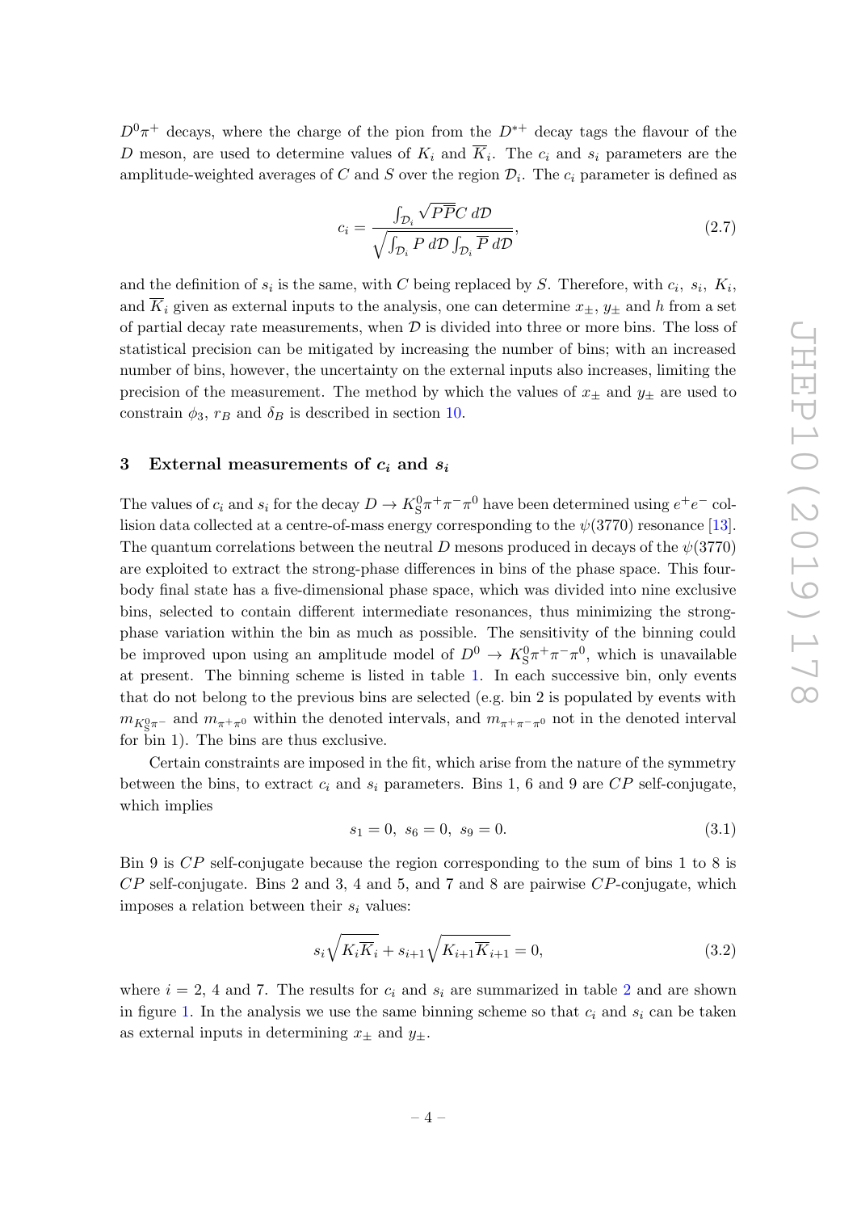$D^0\pi^+$ decays, where the charge of the pion from the $D^{*+}$ decay tags the flavour of the $D$ meson, are used to determine values of $K_i$ and $\overline{K}_i$. The $c_i$ and $s_i$ parameters are the amplitude-weighted averages of $C$ and $S$ over the region $\mathcal{D}_i$. The $c_i$ parameter is defined as

$$c_i = \frac{\int_{\mathcal{D}_i} \sqrt{P\overline{P}} C \, d\mathcal{D}}{\sqrt{\int_{\mathcal{D}_i} P \, d\mathcal{D} \int_{\mathcal{D}_i} \overline{P} \, d\mathcal{D}}}, \tag{2.7}$$

and the definition of $s_i$ is the same, with $C$ being replaced by $S$. Therefore, with $c_i$, $s_i$, $K_i$, and $\overline{K}_i$ given as external inputs to the analysis, one can determine $x_\pm$, $y_\pm$ and $h$ from a set of partial decay rate measurements, when $\mathcal{D}$ is divided into three or more bins. The loss of statistical precision can be mitigated by increasing the number of bins; with an increased number of bins, however, the uncertainty on the external inputs also increases, limiting the precision of the measurement. The method by which the values of $x_\pm$ and $y_\pm$ are used to constrain $\phi_3$, $r_B$ and $\delta_B$ is described in section 10.

## 3 External measurements of $c_i$ and $s_i$

The values of $c_i$ and $s_i$ for the decay $D \to K_S^0\pi^+\pi^-\pi^0$ have been determined using $e^+e^-$ collision data collected at a centre-of-mass energy corresponding to the $\psi(3770)$ resonance [13]. The quantum correlations between the neutral $D$ mesons produced in decays of the $\psi(3770)$ are exploited to extract the strong-phase differences in bins of the phase space. This four-body final state has a five-dimensional phase space, which was divided into nine exclusive bins, selected to contain different intermediate resonances, thus minimizing the strong-phase variation within the bin as much as possible. The sensitivity of the binning could be improved upon using an amplitude model of $D^0 \to K_S^0\pi^+\pi^-\pi^0$, which is unavailable at present. The binning scheme is listed in table 1. In each successive bin, only events that do not belong to the previous bins are selected (e.g. bin 2 is populated by events with $m_{K_S^0\pi^-}$ and $m_{\pi^+\pi^0}$ within the denoted intervals, and $m_{\pi^+\pi^-\pi^0}$ not in the denoted interval for bin 1). The bins are thus exclusive.

Certain constraints are imposed in the fit, which arise from the nature of the symmetry between the bins, to extract $c_i$ and $s_i$ parameters. Bins 1, 6 and 9 are $CP$ self-conjugate, which implies

$$s_1 = 0, \; s_6 = 0, \; s_9 = 0. \tag{3.1}$$

Bin 9 is $CP$ self-conjugate because the region corresponding to the sum of bins 1 to 8 is $CP$ self-conjugate. Bins 2 and 3, 4 and 5, and 7 and 8 are pairwise $CP$-conjugate, which imposes a relation between their $s_i$ values:

$$s_i\sqrt{K_i\overline{K}_i} + s_{i+1}\sqrt{K_{i+1}\overline{K}_{i+1}} = 0, \tag{3.2}$$

where $i$ = 2, 4 and 7. The results for $c_i$ and $s_i$ are summarized in table 2 and are shown in figure 1. In the analysis we use the same binning scheme so that $c_i$ and $s_i$ can be taken as external inputs in determining $x_\pm$ and $y_\pm$.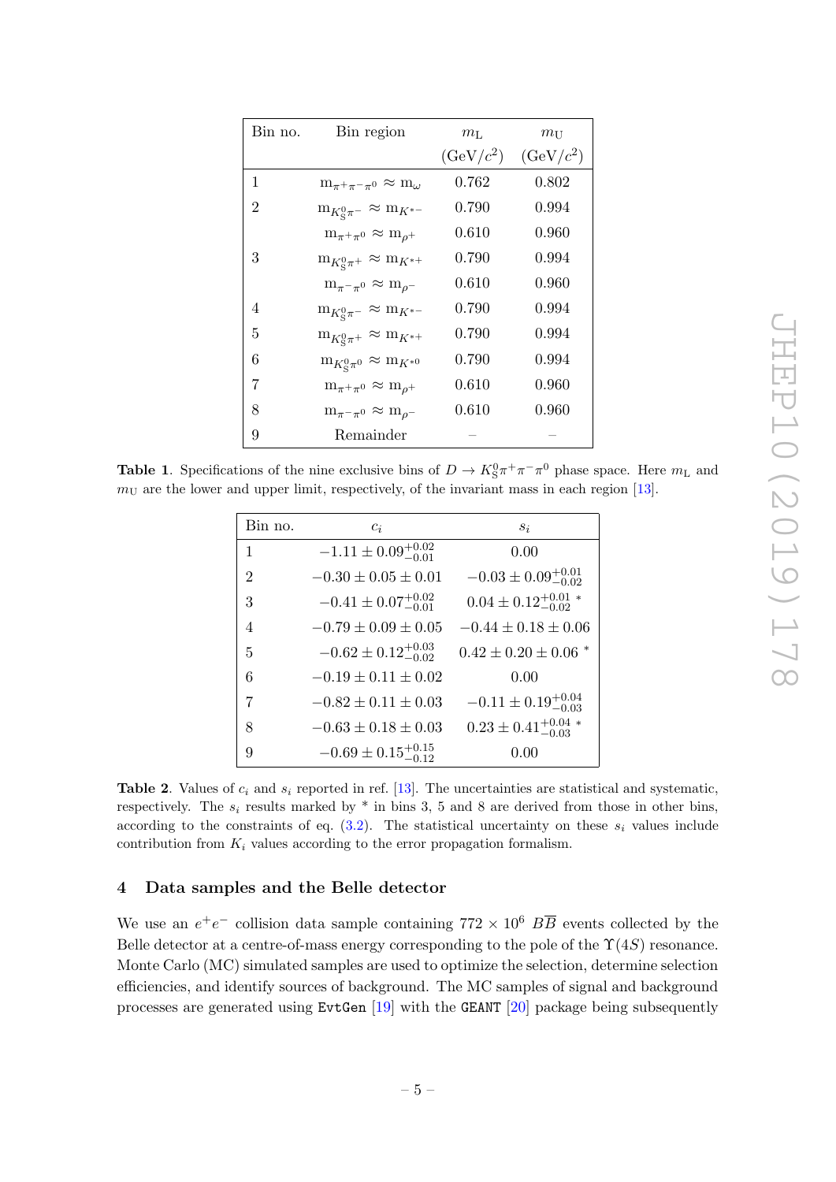| Bin no. | Bin region | $m_{\rm L}$ (GeV/$c^2$) | $m_{\rm U}$ (GeV/$c^2$) |
|---|---|---|---|
| 1 | $\mathrm{m}_{\pi^+\pi^-\pi^0} \approx \mathrm{m}_\omega$ | 0.762 | 0.802 |
| 2 | $\mathrm{m}_{K_S^0\pi^-} \approx \mathrm{m}_{K^{*-}}$ | 0.790 | 0.994 |
| | $\mathrm{m}_{\pi^+\pi^0} \approx \mathrm{m}_{\rho^+}$ | 0.610 | 0.960 |
| 3 | $\mathrm{m}_{K_S^0\pi^+} \approx \mathrm{m}_{K^{*+}}$ | 0.790 | 0.994 |
| | $\mathrm{m}_{\pi^-\pi^0} \approx \mathrm{m}_{\rho^-}$ | 0.610 | 0.960 |
| 4 | $\mathrm{m}_{K_S^0\pi^-} \approx \mathrm{m}_{K^{*-}}$ | 0.790 | 0.994 |
| 5 | $\mathrm{m}_{K_S^0\pi^+} \approx \mathrm{m}_{K^{*+}}$ | 0.790 | 0.994 |
| 6 | $\mathrm{m}_{K_S^0\pi^0} \approx \mathrm{m}_{K^{*0}}$ | 0.790 | 0.994 |
| 7 | $\mathrm{m}_{\pi^+\pi^0} \approx \mathrm{m}_{\rho^+}$ | 0.610 | 0.960 |
| 8 | $\mathrm{m}_{\pi^-\pi^0} \approx \mathrm{m}_{\rho^-}$ | 0.610 | 0.960 |
| 9 | Remainder | – | – |

**Table 1**. Specifications of the nine exclusive bins of $D \to K_S^0\pi^+\pi^-\pi^0$ phase space. Here $m_{\rm L}$ and $m_{\rm U}$ are the lower and upper limit, respectively, of the invariant mass in each region [13].

| Bin no. | $c_i$ | $s_i$ |
|---|---|---|
| 1 | $-1.11 \pm 0.09^{+0.02}_{-0.01}$ | 0.00 |
| 2 | $-0.30 \pm 0.05 \pm 0.01$ | $-0.03 \pm 0.09^{+0.01}_{-0.02}$ |
| 3 | $-0.41 \pm 0.07^{+0.02}_{-0.01}$ | $0.04 \pm 0.12^{+0.01}_{-0.02}$ * |
| 4 | $-0.79 \pm 0.09 \pm 0.05$ | $-0.44 \pm 0.18 \pm 0.06$ |
| 5 | $-0.62 \pm 0.12^{+0.03}_{-0.02}$ | $0.42 \pm 0.20 \pm 0.06$ * |
| 6 | $-0.19 \pm 0.11 \pm 0.02$ | 0.00 |
| 7 | $-0.82 \pm 0.11 \pm 0.03$ | $-0.11 \pm 0.19^{+0.04}_{-0.03}$ |
| 8 | $-0.63 \pm 0.18 \pm 0.03$ | $0.23 \pm 0.41^{+0.04}_{-0.03}$ * |
| 9 | $-0.69 \pm 0.15^{+0.15}_{-0.12}$ | 0.00 |

**Table 2**. Values of $c_i$ and $s_i$ reported in ref. [13]. The uncertainties are statistical and systematic, respectively. The $s_i$ results marked by * in bins 3, 5 and 8 are derived from those in other bins, according to the constraints of eq. (3.2). The statistical uncertainty on these $s_i$ values include contribution from $K_i$ values according to the error propagation formalism.

## 4 Data samples and the Belle detector

We use an $e^+e^-$ collision data sample containing $772 \times 10^6$ $B\overline{B}$ events collected by the Belle detector at a centre-of-mass energy corresponding to the pole of the $\Upsilon(4S)$ resonance. Monte Carlo (MC) simulated samples are used to optimize the selection, determine selection efficiencies, and identify sources of background. The MC samples of signal and background processes are generated using `EvtGen` [19] with the `GEANT` [20] package being subsequently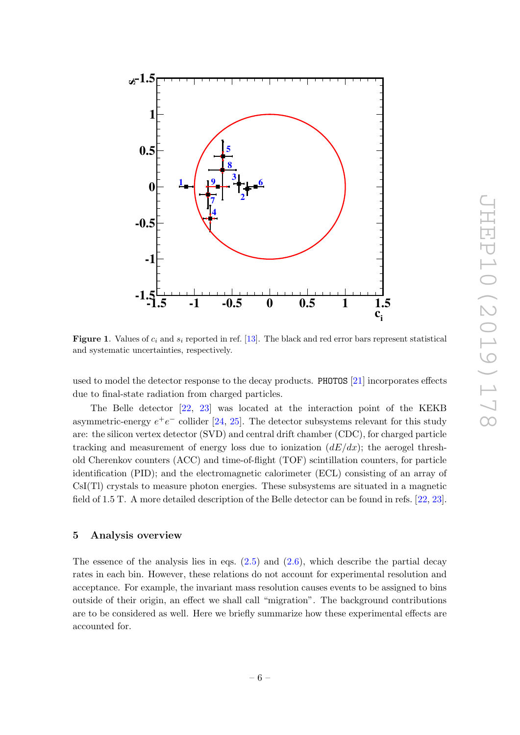Figure 1. Values of $c_i$ and $s_i$ reported in ref. [13]. The black and red error bars represent statistical and systematic uncertainties, respectively.

used to model the detector response to the decay products. PHOTOS [21] incorporates effects due to final-state radiation from charged particles.

The Belle detector [22, 23] was located at the interaction point of the KEKB asymmetric-energy $e^+e^-$ collider [24, 25]. The detector subsystems relevant for this study are: the silicon vertex detector (SVD) and central drift chamber (CDC), for charged particle tracking and measurement of energy loss due to ionization ($dE/dx$); the aerogel threshold Cherenkov counters (ACC) and time-of-flight (TOF) scintillation counters, for particle identification (PID); and the electromagnetic calorimeter (ECL) consisting of an array of CsI(Tl) crystals to measure photon energies. These subsystems are situated in a magnetic field of 1.5 T. A more detailed description of the Belle detector can be found in refs. [22, 23].

## 5 Analysis overview

The essence of the analysis lies in eqs. (2.5) and (2.6), which describe the partial decay rates in each bin. However, these relations do not account for experimental resolution and acceptance. For example, the invariant mass resolution causes events to be assigned to bins outside of their origin, an effect we shall call "migration". The background contributions are to be considered as well. Here we briefly summarize how these experimental effects are accounted for.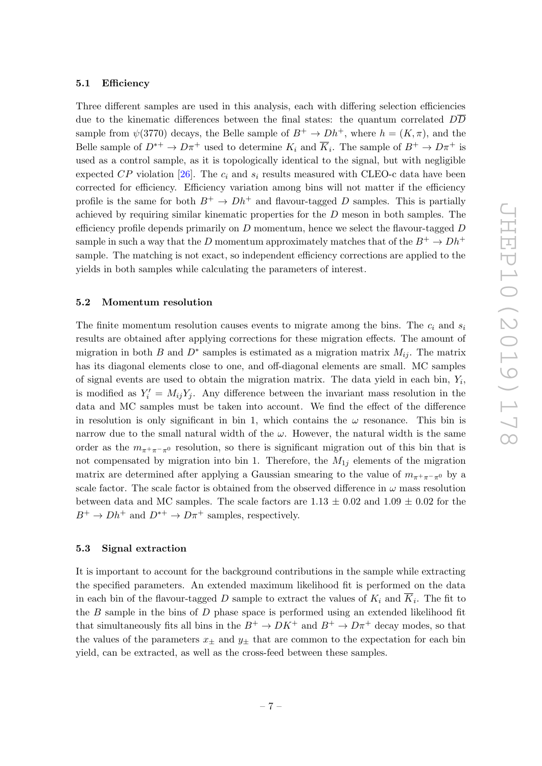### 5.1 Efficiency

Three different samples are used in this analysis, each with differing selection efficiencies due to the kinematic differences between the final states: the quantum correlated $D\overline{D}$ sample from $\psi(3770)$ decays, the Belle sample of $B^+ \to Dh^+$, where $h = (K, \pi)$, and the Belle sample of $D^{*+} \to D\pi^+$ used to determine $K_i$ and $\overline{K}_i$. The sample of $B^+ \to D\pi^+$ is used as a control sample, as it is topologically identical to the signal, but with negligible expected $CP$ violation [26]. The $c_i$ and $s_i$ results measured with CLEO-c data have been corrected for efficiency. Efficiency variation among bins will not matter if the efficiency profile is the same for both $B^+ \to Dh^+$ and flavour-tagged $D$ samples. This is partially achieved by requiring similar kinematic properties for the $D$ meson in both samples. The efficiency profile depends primarily on $D$ momentum, hence we select the flavour-tagged $D$ sample in such a way that the $D$ momentum approximately matches that of the $B^+ \to Dh^+$ sample. The matching is not exact, so independent efficiency corrections are applied to the yields in both samples while calculating the parameters of interest.

### 5.2 Momentum resolution

The finite momentum resolution causes events to migrate among the bins. The $c_i$ and $s_i$ results are obtained after applying corrections for these migration effects. The amount of migration in both $B$ and $D^*$ samples is estimated as a migration matrix $M_{ij}$. The matrix has its diagonal elements close to one, and off-diagonal elements are small. MC samples of signal events are used to obtain the migration matrix. The data yield in each bin, $Y_i$, is modified as $Y_i' = M_{ij}Y_j$. Any difference between the invariant mass resolution in the data and MC samples must be taken into account. We find the effect of the difference in resolution is only significant in bin 1, which contains the $\omega$ resonance. This bin is narrow due to the small natural width of the $\omega$. However, the natural width is the same order as the $m_{\pi^+\pi^-\pi^0}$ resolution, so there is significant migration out of this bin that is not compensated by migration into bin 1. Therefore, the $M_{1j}$ elements of the migration matrix are determined after applying a Gaussian smearing to the value of $m_{\pi^+\pi^-\pi^0}$ by a scale factor. The scale factor is obtained from the observed difference in $\omega$ mass resolution between data and MC samples. The scale factors are $1.13 \pm 0.02$ and $1.09 \pm 0.02$ for the $B^+ \to Dh^+$ and $D^{*+} \to D\pi^+$ samples, respectively.

### 5.3 Signal extraction

It is important to account for the background contributions in the sample while extracting the specified parameters. An extended maximum likelihood fit is performed on the data in each bin of the flavour-tagged $D$ sample to extract the values of $K_i$ and $\overline{K}_i$. The fit to the $B$ sample in the bins of $D$ phase space is performed using an extended likelihood fit that simultaneously fits all bins in the $B^+ \to DK^+$ and $B^+ \to D\pi^+$ decay modes, so that the values of the parameters $x_\pm$ and $y_\pm$ that are common to the expectation for each bin yield, can be extracted, as well as the cross-feed between these samples.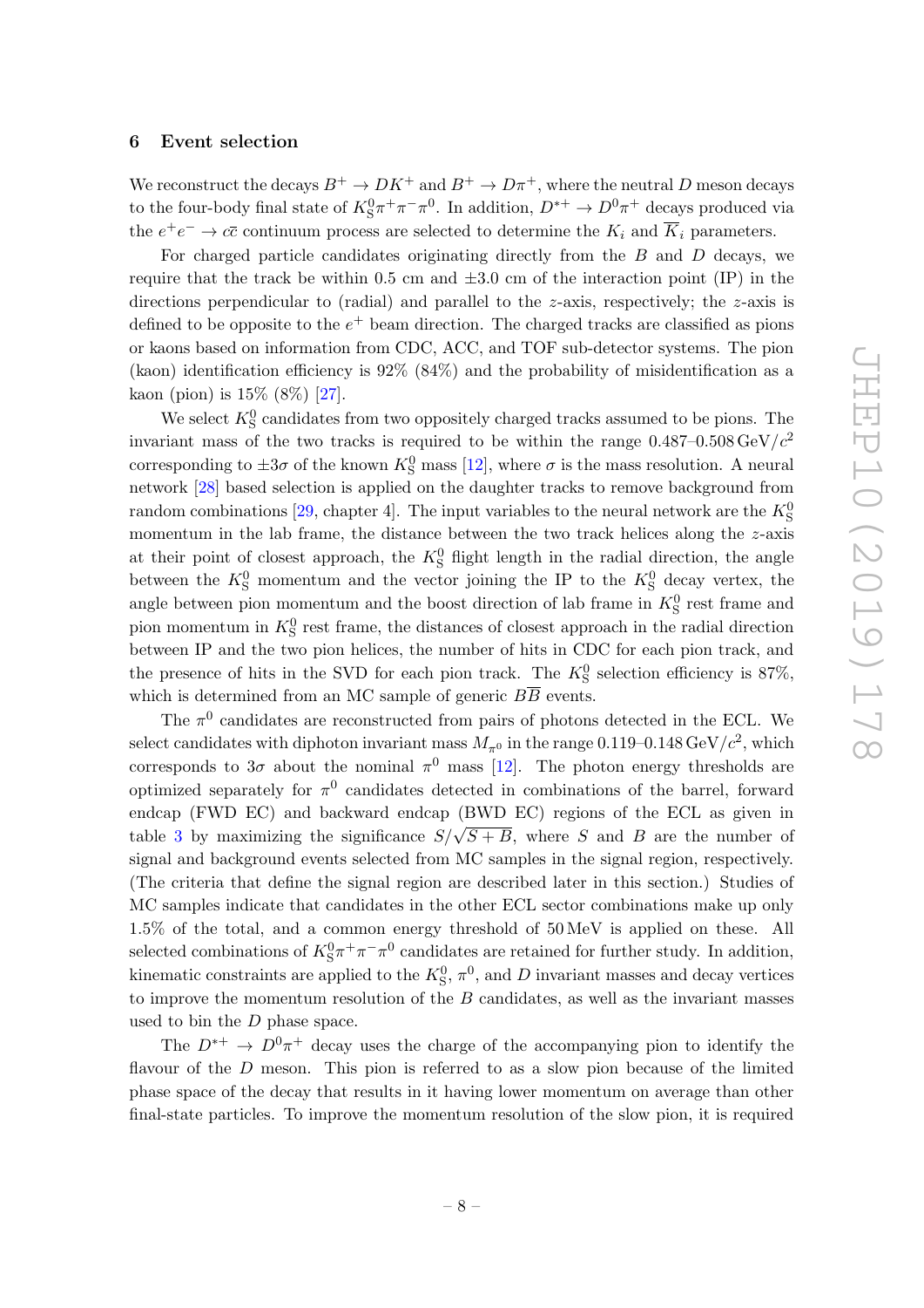## 6 Event selection

We reconstruct the decays $B^+ \to DK^+$ and $B^+ \to D\pi^+$, where the neutral $D$ meson decays to the four-body final state of $K_S^0\pi^+\pi^-\pi^0$. In addition, $D^{*+} \to D^0\pi^+$ decays produced via the $e^+e^- \to c\bar{c}$ continuum process are selected to determine the $K_i$ and $\overline{K}_i$ parameters.

For charged particle candidates originating directly from the $B$ and $D$ decays, we require that the track be within 0.5 cm and $\pm 3.0$ cm of the interaction point (IP) in the directions perpendicular to (radial) and parallel to the $z$-axis, respectively; the $z$-axis is defined to be opposite to the $e^+$ beam direction. The charged tracks are classified as pions or kaons based on information from CDC, ACC, and TOF sub-detector systems. The pion (kaon) identification efficiency is 92% (84%) and the probability of misidentification as a kaon (pion) is 15% (8%) [27].

We select $K_S^0$ candidates from two oppositely charged tracks assumed to be pions. The invariant mass of the two tracks is required to be within the range 0.487–0.508 GeV/$c^2$ corresponding to $\pm 3\sigma$ of the known $K_S^0$ mass [12], where $\sigma$ is the mass resolution. A neural network [28] based selection is applied on the daughter tracks to remove background from random combinations [29, chapter 4]. The input variables to the neural network are the $K_S^0$ momentum in the lab frame, the distance between the two track helices along the $z$-axis at their point of closest approach, the $K_S^0$ flight length in the radial direction, the angle between the $K_S^0$ momentum and the vector joining the IP to the $K_S^0$ decay vertex, the angle between pion momentum and the boost direction of lab frame in $K_S^0$ rest frame and pion momentum in $K_S^0$ rest frame, the distances of closest approach in the radial direction between IP and the two pion helices, the number of hits in CDC for each pion track, and the presence of hits in the SVD for each pion track. The $K_S^0$ selection efficiency is 87%, which is determined from an MC sample of generic $B\overline{B}$ events.

The $\pi^0$ candidates are reconstructed from pairs of photons detected in the ECL. We select candidates with diphoton invariant mass $M_{\pi^0}$ in the range 0.119–0.148 GeV/$c^2$, which corresponds to $3\sigma$ about the nominal $\pi^0$ mass [12]. The photon energy thresholds are optimized separately for $\pi^0$ candidates detected in combinations of the barrel, forward endcap (FWD EC) and backward endcap (BWD EC) regions of the ECL as given in table 3 by maximizing the significance $S/\sqrt{S+B}$, where $S$ and $B$ are the number of signal and background events selected from MC samples in the signal region, respectively. (The criteria that define the signal region are described later in this section.) Studies of MC samples indicate that candidates in the other ECL sector combinations make up only 1.5% of the total, and a common energy threshold of 50 MeV is applied on these. All selected combinations of $K_S^0\pi^+\pi^-\pi^0$ candidates are retained for further study. In addition, kinematic constraints are applied to the $K_S^0$, $\pi^0$, and $D$ invariant masses and decay vertices to improve the momentum resolution of the $B$ candidates, as well as the invariant masses used to bin the $D$ phase space.

The $D^{*+} \to D^0\pi^+$ decay uses the charge of the accompanying pion to identify the flavour of the $D$ meson. This pion is referred to as a slow pion because of the limited phase space of the decay that results in it having lower momentum on average than other final-state particles. To improve the momentum resolution of the slow pion, it is required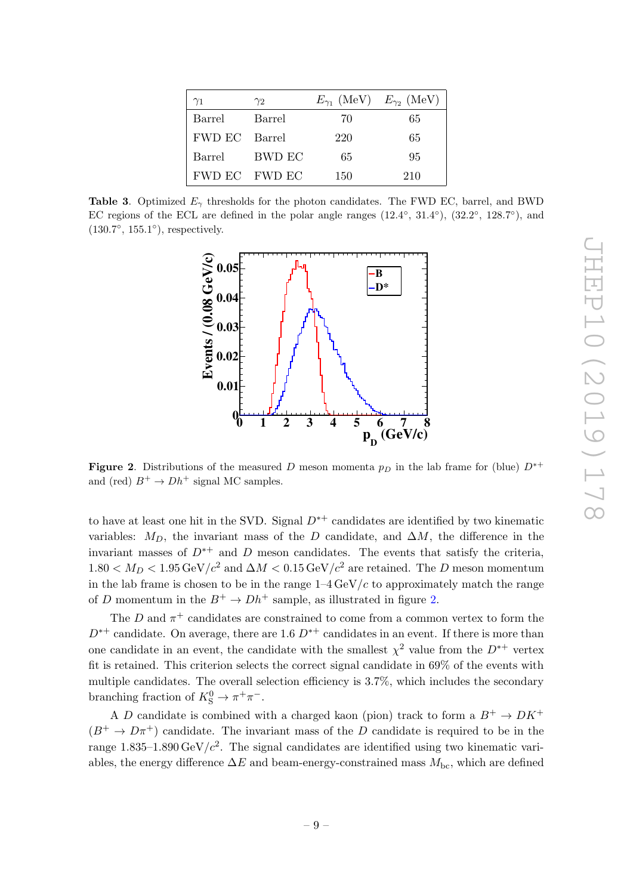| $\gamma_1$ | $\gamma_2$ | $E_{\gamma_1}$ (MeV) | $E_{\gamma_2}$ (MeV) |
|---|---|---|---|
| Barrel | Barrel | 70 | 65 |
| FWD EC | Barrel | 220 | 65 |
| Barrel | BWD EC | 65 | 95 |
| FWD EC | FWD EC | 150 | 210 |

**Table 3**. Optimized $E_\gamma$ thresholds for the photon candidates. The FWD EC, barrel, and BWD EC regions of the ECL are defined in the polar angle ranges (12.4°, 31.4°), (32.2°, 128.7°), and (130.7°, 155.1°), respectively.

**Figure 2**. Distributions of the measured $D$ meson momenta $p_D$ in the lab frame for (blue) $D^{*+}$ and (red) $B^+ \to Dh^+$ signal MC samples.

to have at least one hit in the SVD. Signal $D^{*+}$ candidates are identified by two kinematic variables: $M_D$, the invariant mass of the $D$ candidate, and $\Delta M$, the difference in the invariant masses of $D^{*+}$ and $D$ meson candidates. The events that satisfy the criteria, $1.80 < M_D < 1.95\,\mathrm{GeV}/c^2$ and $\Delta M < 0.15\,\mathrm{GeV}/c^2$ are retained. The $D$ meson momentum in the lab frame is chosen to be in the range 1–4 GeV/$c$ to approximately match the range of $D$ momentum in the $B^+ \to Dh^+$ sample, as illustrated in figure 2.

The $D$ and $\pi^+$ candidates are constrained to come from a common vertex to form the $D^{*+}$ candidate. On average, there are 1.6 $D^{*+}$ candidates in an event. If there is more than one candidate in an event, the candidate with the smallest $\chi^2$ value from the $D^{*+}$ vertex fit is retained. This criterion selects the correct signal candidate in 69% of the events with multiple candidates. The overall selection efficiency is 3.7%, which includes the secondary branching fraction of $K_S^0 \to \pi^+\pi^-$.

A $D$ candidate is combined with a charged kaon (pion) track to form a $B^+ \to DK^+$ ($B^+ \to D\pi^+$) candidate. The invariant mass of the $D$ candidate is required to be in the range 1.835–1.890 GeV/$c^2$. The signal candidates are identified using two kinematic variables, the energy difference $\Delta E$ and beam-energy-constrained mass $M_{\mathrm{bc}}$, which are defined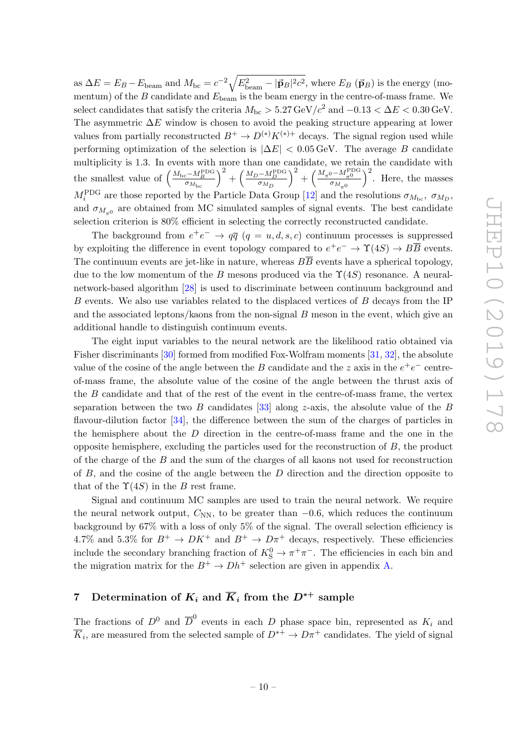as $\Delta E = E_B - E_{\rm beam}$ and $M_{\rm bc} = c^{-2}\sqrt{E_{\rm beam}^2 - |\vec{\mathbf{p}}_B|^2 c^2}$, where $E_B$ ($\vec{\mathbf{p}}_B$) is the energy (momentum) of the $B$ candidate and $E_{\rm beam}$ is the beam energy in the centre-of-mass frame. We select candidates that satisfy the criteria $M_{\rm bc} > 5.27\,{\rm GeV}/c^2$ and $-0.13 < \Delta E < 0.30\,{\rm GeV}$. The asymmetric $\Delta E$ window is chosen to avoid the peaking structure appearing at lower values from partially reconstructed $B^+ \to D^{(*)}K^{(*)+}$ decays. The signal region used while performing optimization of the selection is $|\Delta E| < 0.05\,{\rm GeV}$. The average $B$ candidate multiplicity is 1.3. In events with more than one candidate, we retain the candidate with the smallest value of $\left(\frac{M_{\rm bc}-M_B^{\rm PDG}}{\sigma_{M_{\rm bc}}}\right)^2 + \left(\frac{M_D-M_D^{\rm PDG}}{\sigma_{M_D}}\right)^2 + \left(\frac{M_{\pi^0}-M_{\pi^0}^{\rm PDG}}{\sigma_{M_{\pi^0}}}\right)^2$. Here, the masses $M_i^{\rm PDG}$ are those reported by the Particle Data Group [12] and the resolutions $\sigma_{M_{\rm bc}}$, $\sigma_{M_D}$, and $\sigma_{M_{\pi^0}}$ are obtained from MC simulated samples of signal events. The best candidate selection criterion is 80% efficient in selecting the correctly reconstructed candidate.

The background from $e^+e^- \to q\overline{q}$ ($q = u, d, s, c$) continuum processes is suppressed by exploiting the difference in event topology compared to $e^+e^- \to \Upsilon(4S) \to B\overline{B}$ events. The continuum events are jet-like in nature, whereas $B\overline{B}$ events have a spherical topology, due to the low momentum of the $B$ mesons produced via the $\Upsilon(4S)$ resonance. A neural-network-based algorithm [28] is used to discriminate between continuum background and $B$ events. We also use variables related to the displaced vertices of $B$ decays from the IP and the associated leptons/kaons from the non-signal $B$ meson in the event, which give an additional handle to distinguish continuum events.

The eight input variables to the neural network are the likelihood ratio obtained via Fisher discriminants [30] formed from modified Fox-Wolfram moments [31, 32], the absolute value of the cosine of the angle between the $B$ candidate and the $z$ axis in the $e^+e^-$ centre-of-mass frame, the absolute value of the cosine of the angle between the thrust axis of the $B$ candidate and that of the rest of the event in the centre-of-mass frame, the vertex separation between the two $B$ candidates [33] along $z$-axis, the absolute value of the $B$ flavour-dilution factor [34], the difference between the sum of the charges of particles in the hemisphere about the $D$ direction in the centre-of-mass frame and the one in the opposite hemisphere, excluding the particles used for the reconstruction of $B$, the product of the charge of the $B$ and the sum of the charges of all kaons not used for reconstruction of $B$, and the cosine of the angle between the $D$ direction and the direction opposite to that of the $\Upsilon(4S)$ in the $B$ rest frame.

Signal and continuum MC samples are used to train the neural network. We require the neural network output, $C_{\rm NN}$, to be greater than $-0.6$, which reduces the continuum background by 67% with a loss of only 5% of the signal. The overall selection efficiency is 4.7% and 5.3% for $B^+ \to DK^+$ and $B^+ \to D\pi^+$ decays, respectively. These efficiencies include the secondary branching fraction of $K_{\rm S}^0 \to \pi^+\pi^-$. The efficiencies in each bin and the migration matrix for the $B^+ \to Dh^+$ selection are given in appendix A.

## 7 Determination of $K_i$ and $\overline{K}_i$ from the $D^{*+}$ sample

The fractions of $D^0$ and $\overline{D}^0$ events in each $D$ phase space bin, represented as $K_i$ and $\overline{K}_i$, are measured from the selected sample of $D^{*+} \to D\pi^+$ candidates. The yield of signal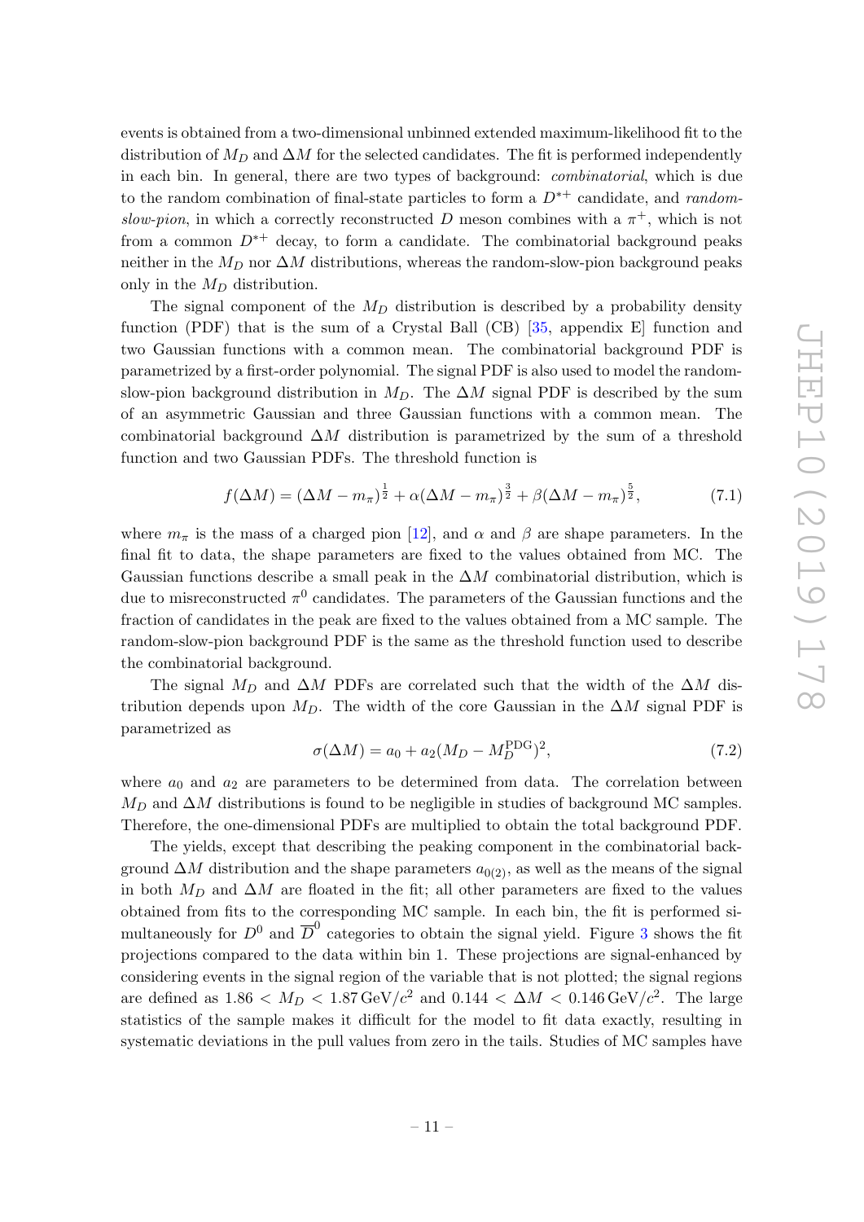events is obtained from a two-dimensional unbinned extended maximum-likelihood fit to the distribution of $M_D$ and $\Delta M$ for the selected candidates. The fit is performed independently in each bin. In general, there are two types of background: *combinatorial*, which is due to the random combination of final-state particles to form a $D^{*+}$ candidate, and *random-slow-pion*, in which a correctly reconstructed $D$ meson combines with a $\pi^+$, which is not from a common $D^{*+}$ decay, to form a candidate. The combinatorial background peaks neither in the $M_D$ nor $\Delta M$ distributions, whereas the random-slow-pion background peaks only in the $M_D$ distribution.

The signal component of the $M_D$ distribution is described by a probability density function (PDF) that is the sum of a Crystal Ball (CB) [35, appendix E] function and two Gaussian functions with a common mean. The combinatorial background PDF is parametrized by a first-order polynomial. The signal PDF is also used to model the random-slow-pion background distribution in $M_D$. The $\Delta M$ signal PDF is described by the sum of an asymmetric Gaussian and three Gaussian functions with a common mean. The combinatorial background $\Delta M$ distribution is parametrized by the sum of a threshold function and two Gaussian PDFs. The threshold function is

$$f(\Delta M) = (\Delta M - m_\pi)^{\frac{1}{2}} + \alpha(\Delta M - m_\pi)^{\frac{3}{2}} + \beta(\Delta M - m_\pi)^{\frac{5}{2}}, \tag{7.1}$$

where $m_\pi$ is the mass of a charged pion [12], and $\alpha$ and $\beta$ are shape parameters. In the final fit to data, the shape parameters are fixed to the values obtained from MC. The Gaussian functions describe a small peak in the $\Delta M$ combinatorial distribution, which is due to misreconstructed $\pi^0$ candidates. The parameters of the Gaussian functions and the fraction of candidates in the peak are fixed to the values obtained from a MC sample. The random-slow-pion background PDF is the same as the threshold function used to describe the combinatorial background.

The signal $M_D$ and $\Delta M$ PDFs are correlated such that the width of the $\Delta M$ distribution depends upon $M_D$. The width of the core Gaussian in the $\Delta M$ signal PDF is parametrized as

$$\sigma(\Delta M) = a_0 + a_2(M_D - M_D^{\mathrm{PDG}})^2, \tag{7.2}$$

where $a_0$ and $a_2$ are parameters to be determined from data. The correlation between $M_D$ and $\Delta M$ distributions is found to be negligible in studies of background MC samples. Therefore, the one-dimensional PDFs are multiplied to obtain the total background PDF.

The yields, except that describing the peaking component in the combinatorial background $\Delta M$ distribution and the shape parameters $a_{0(2)}$, as well as the means of the signal in both $M_D$ and $\Delta M$ are floated in the fit; all other parameters are fixed to the values obtained from fits to the corresponding MC sample. In each bin, the fit is performed simultaneously for $D^0$ and $\overline{D}^0$ categories to obtain the signal yield. Figure 3 shows the fit projections compared to the data within bin 1. These projections are signal-enhanced by considering events in the signal region of the variable that is not plotted; the signal regions are defined as $1.86 < M_D < 1.87\,\mathrm{GeV}/c^2$ and $0.144 < \Delta M < 0.146\,\mathrm{GeV}/c^2$. The large statistics of the sample makes it difficult for the model to fit data exactly, resulting in systematic deviations in the pull values from zero in the tails. Studies of MC samples have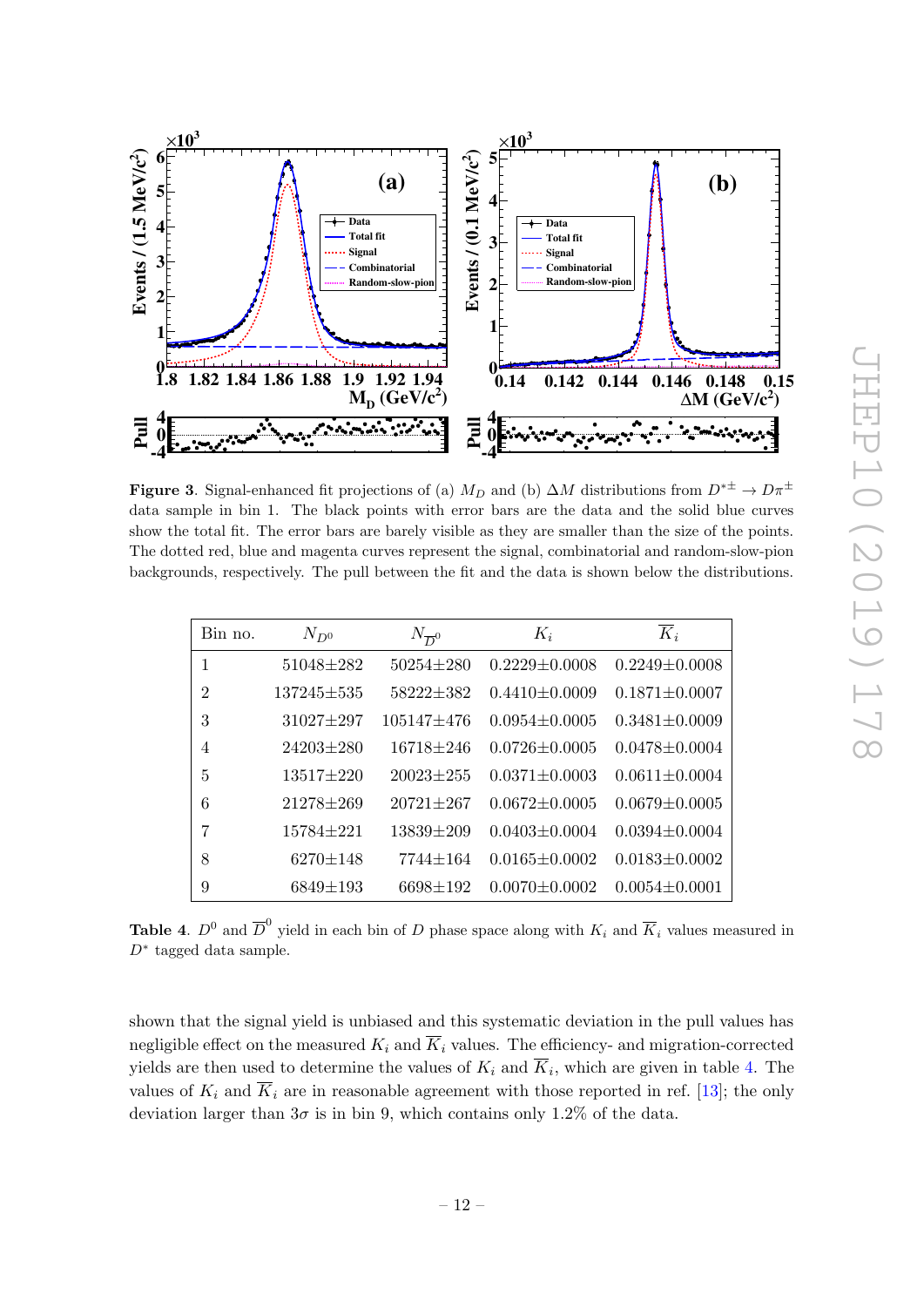**Figure 3**. Signal-enhanced fit projections of (a) $M_D$ and (b) $\Delta M$ distributions from $D^{*\pm} \to D\pi^{\pm}$ data sample in bin 1. The black points with error bars are the data and the solid blue curves show the total fit. The error bars are barely visible as they are smaller than the size of the points. The dotted red, blue and magenta curves represent the signal, combinatorial and random-slow-pion backgrounds, respectively. The pull between the fit and the data is shown below the distributions.

| Bin no. | $N_{D^0}$ | $N_{\overline{D}^0}$ | $K_i$ | $\overline{K}_i$ |
|---|---|---|---|---|
| 1 | 51048±282 | 50254±280 | 0.2229±0.0008 | 0.2249±0.0008 |
| 2 | 137245±535 | 58222±382 | 0.4410±0.0009 | 0.1871±0.0007 |
| 3 | 31027±297 | 105147±476 | 0.0954±0.0005 | 0.3481±0.0009 |
| 4 | 24203±280 | 16718±246 | 0.0726±0.0005 | 0.0478±0.0004 |
| 5 | 13517±220 | 20023±255 | 0.0371±0.0003 | 0.0611±0.0004 |
| 6 | 21278±269 | 20721±267 | 0.0672±0.0005 | 0.0679±0.0005 |
| 7 | 15784±221 | 13839±209 | 0.0403±0.0004 | 0.0394±0.0004 |
| 8 | 6270±148 | 7744±164 | 0.0165±0.0002 | 0.0183±0.0002 |
| 9 | 6849±193 | 6698±192 | 0.0070±0.0002 | 0.0054±0.0001 |

**Table 4**. $D^0$ and $\overline{D}^0$ yield in each bin of $D$ phase space along with $K_i$ and $\overline{K}_i$ values measured in $D^*$ tagged data sample.

shown that the signal yield is unbiased and this systematic deviation in the pull values has negligible effect on the measured $K_i$ and $\overline{K}_i$ values. The efficiency- and migration-corrected yields are then used to determine the values of $K_i$ and $\overline{K}_i$, which are given in table 4. The values of $K_i$ and $\overline{K}_i$ are in reasonable agreement with those reported in ref. [13]; the only deviation larger than $3\sigma$ is in bin 9, which contains only 1.2% of the data.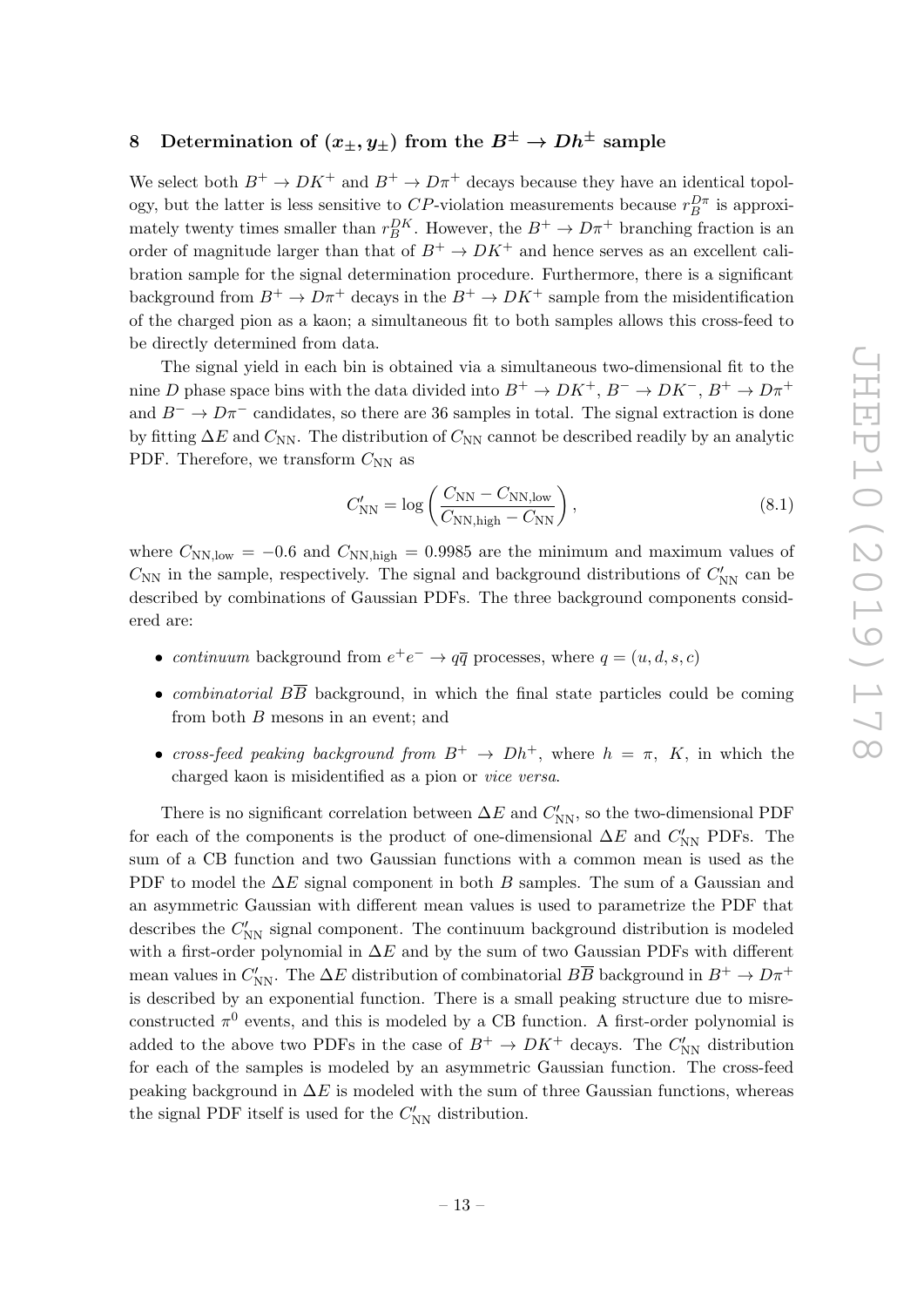# 8 Determination of $(x_\pm, y_\pm)$ from the $B^\pm \to Dh^\pm$ sample

We select both $B^+ \to DK^+$ and $B^+ \to D\pi^+$ decays because they have an identical topology, but the latter is less sensitive to $CP$-violation measurements because $r_B^{D\pi}$ is approximately twenty times smaller than $r_B^{DK}$. However, the $B^+ \to D\pi^+$ branching fraction is an order of magnitude larger than that of $B^+ \to DK^+$ and hence serves as an excellent calibration sample for the signal determination procedure. Furthermore, there is a significant background from $B^+ \to D\pi^+$ decays in the $B^+ \to DK^+$ sample from the misidentification of the charged pion as a kaon; a simultaneous fit to both samples allows this cross-feed to be directly determined from data.

The signal yield in each bin is obtained via a simultaneous two-dimensional fit to the nine $D$ phase space bins with the data divided into $B^+ \to DK^+$, $B^- \to DK^-$, $B^+ \to D\pi^+$ and $B^- \to D\pi^-$ candidates, so there are 36 samples in total. The signal extraction is done by fitting $\Delta E$ and $C_{\rm NN}$. The distribution of $C_{\rm NN}$ cannot be described readily by an analytic PDF. Therefore, we transform $C_{\rm NN}$ as

$$C'_{\rm NN} = \log\left(\frac{C_{\rm NN} - C_{\rm NN,low}}{C_{\rm NN,high} - C_{\rm NN}}\right), \tag{8.1}$$

where $C_{\rm NN,low} = -0.6$ and $C_{\rm NN,high} = 0.9985$ are the minimum and maximum values of $C_{\rm NN}$ in the sample, respectively. The signal and background distributions of $C'_{\rm NN}$ can be described by combinations of Gaussian PDFs. The three background components considered are:

- *continuum* background from $e^+e^- \to q\bar{q}$ processes, where $q = (u, d, s, c)$
- *combinatorial* $B\overline{B}$ background, in which the final state particles could be coming from both $B$ mesons in an event; and
- *cross-feed peaking background from* $B^+ \to Dh^+$, where $h = \pi,\ K$, in which the charged kaon is misidentified as a pion or *vice versa*.

There is no significant correlation between $\Delta E$ and $C'_{\rm NN}$, so the two-dimensional PDF for each of the components is the product of one-dimensional $\Delta E$ and $C'_{\rm NN}$ PDFs. The sum of a CB function and two Gaussian functions with a common mean is used as the PDF to model the $\Delta E$ signal component in both $B$ samples. The sum of a Gaussian and an asymmetric Gaussian with different mean values is used to parametrize the PDF that describes the $C'_{\rm NN}$ signal component. The continuum background distribution is modeled with a first-order polynomial in $\Delta E$ and by the sum of two Gaussian PDFs with different mean values in $C'_{\rm NN}$. The $\Delta E$ distribution of combinatorial $B\overline{B}$ background in $B^+ \to D\pi^+$ is described by an exponential function. There is a small peaking structure due to misreconstructed $\pi^0$ events, and this is modeled by a CB function. A first-order polynomial is added to the above two PDFs in the case of $B^+ \to DK^+$ decays. The $C'_{\rm NN}$ distribution for each of the samples is modeled by an asymmetric Gaussian function. The cross-feed peaking background in $\Delta E$ is modeled with the sum of three Gaussian functions, whereas the signal PDF itself is used for the $C'_{\rm NN}$ distribution.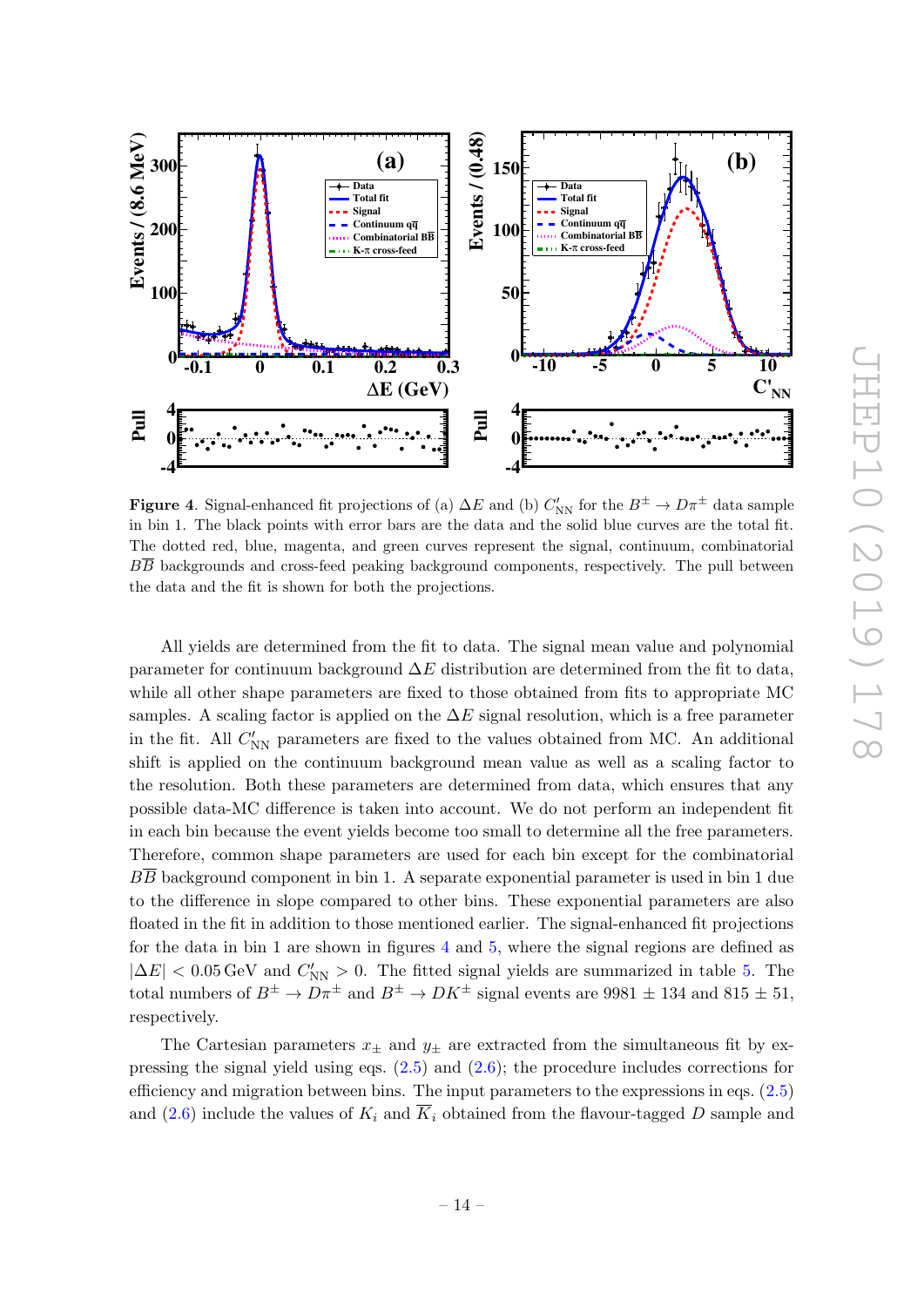**Figure 4**. Signal-enhanced fit projections of (a) $\Delta E$ and (b) $C'_{\rm NN}$ for the $B^{\pm} \to D\pi^{\pm}$ data sample in bin 1. The black points with error bars are the data and the solid blue curves are the total fit. The dotted red, blue, magenta, and green curves represent the signal, continuum, combinatorial $B\overline{B}$ backgrounds and cross-feed peaking background components, respectively. The pull between the data and the fit is shown for both the projections.

All yields are determined from the fit to data. The signal mean value and polynomial parameter for continuum background $\Delta E$ distribution are determined from the fit to data, while all other shape parameters are fixed to those obtained from fits to appropriate MC samples. A scaling factor is applied on the $\Delta E$ signal resolution, which is a free parameter in the fit. All $C'_{\rm NN}$ parameters are fixed to the values obtained from MC. An additional shift is applied on the continuum background mean value as well as a scaling factor to the resolution. Both these parameters are determined from data, which ensures that any possible data-MC difference is taken into account. We do not perform an independent fit in each bin because the event yields become too small to determine all the free parameters. Therefore, common shape parameters are used for each bin except for the combinatorial $B\overline{B}$ background component in bin 1. A separate exponential parameter is used in bin 1 due to the difference in slope compared to other bins. These exponential parameters are also floated in the fit in addition to those mentioned earlier. The signal-enhanced fit projections for the data in bin 1 are shown in figures 4 and 5, where the signal regions are defined as $|\Delta E| < 0.05\,\text{GeV}$ and $C'_{\rm NN} > 0$. The fitted signal yields are summarized in table 5. The total numbers of $B^{\pm} \to D\pi^{\pm}$ and $B^{\pm} \to DK^{\pm}$ signal events are $9981 \pm 134$ and $815 \pm 51$, respectively.

The Cartesian parameters $x_{\pm}$ and $y_{\pm}$ are extracted from the simultaneous fit by expressing the signal yield using eqs. (2.5) and (2.6); the procedure includes corrections for efficiency and migration between bins. The input parameters to the expressions in eqs. (2.5) and (2.6) include the values of $K_i$ and $\overline{K}_i$ obtained from the flavour-tagged $D$ sample and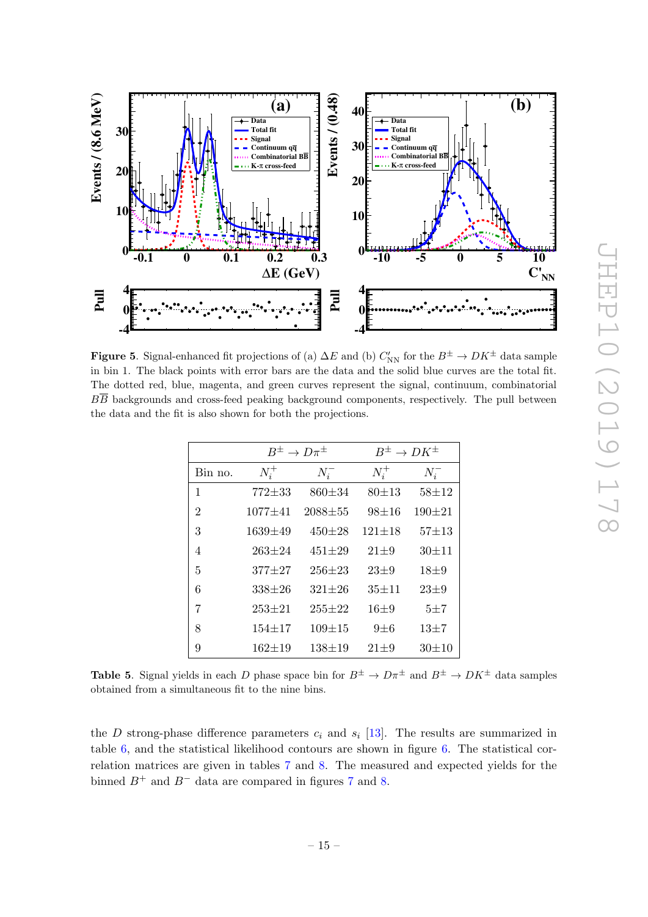Figure 5. Signal-enhanced fit projections of (a) $\Delta E$ and (b) $C'_{\rm NN}$ for the $B^\pm \to DK^\pm$ data sample in bin 1. The black points with error bars are the data and the solid blue curves are the total fit. The dotted red, blue, magenta, and green curves represent the signal, continuum, combinatorial $B\overline{B}$ backgrounds and cross-feed peaking background components, respectively. The pull between the data and the fit is also shown for both the projections.

| | $B^\pm \to D\pi^\pm$ | | $B^\pm \to DK^\pm$ | |
|---|---|---|---|---|
| Bin no. | $N_i^+$ | $N_i^-$ | $N_i^+$ | $N_i^-$ |
| 1 | 772±33 | 860±34 | 80±13 | 58±12 |
| 2 | 1077±41 | 2088±55 | 98±16 | 190±21 |
| 3 | 1639±49 | 450±28 | 121±18 | 57±13 |
| 4 | 263±24 | 451±29 | 21±9 | 30±11 |
| 5 | 377±27 | 256±23 | 23±9 | 18±9 |
| 6 | 338±26 | 321±26 | 35±11 | 23±9 |
| 7 | 253±21 | 255±22 | 16±9 | 5±7 |
| 8 | 154±17 | 109±15 | 9±6 | 13±7 |
| 9 | 162±19 | 138±19 | 21±9 | 30±10 |

**Table 5**. Signal yields in each $D$ phase space bin for $B^\pm \to D\pi^\pm$ and $B^\pm \to DK^\pm$ data samples obtained from a simultaneous fit to the nine bins.

the $D$ strong-phase difference parameters $c_i$ and $s_i$ [13]. The results are summarized in table 6, and the statistical likelihood contours are shown in figure 6. The statistical correlation matrices are given in tables 7 and 8. The measured and expected yields for the binned $B^+$ and $B^-$ data are compared in figures 7 and 8.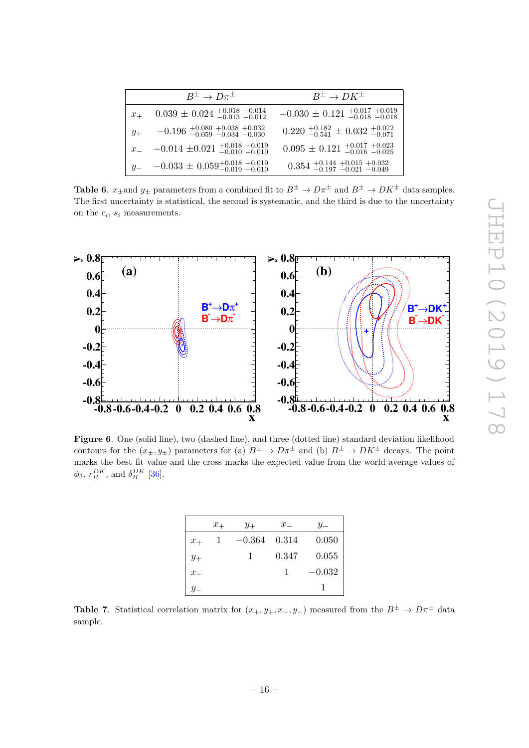| | $B^{\pm} \to D\pi^{\pm}$ | $B^{\pm} \to DK^{\pm}$ |
|---|---|---|
| $x_+$ | $0.039 \pm 0.024\ ^{+0.018}_{-0.013}\ ^{+0.014}_{-0.012}$ | $-0.030 \pm 0.121\ ^{+0.017}_{-0.018}\ ^{+0.019}_{-0.018}$ |
| $y_+$ | $-0.196\ ^{+0.080}_{-0.059}\ ^{+0.038}_{-0.034}\ ^{+0.032}_{-0.030}$ | $0.220\ ^{+0.182}_{-0.541} \pm 0.032\ ^{+0.072}_{-0.071}$ |
| $x_-$ | $-0.014 \pm 0.021\ ^{+0.018}_{-0.010}\ ^{+0.019}_{-0.010}$ | $0.095 \pm 0.121\ ^{+0.017}_{-0.016}\ ^{+0.023}_{-0.025}$ |
| $y_-$ | $-0.033 \pm 0.059\ ^{+0.018}_{-0.019}\ ^{+0.019}_{-0.010}$ | $0.354\ ^{+0.144}_{-0.197}\ ^{+0.015}_{-0.021}\ ^{+0.032}_{-0.049}$ |

**Table 6**. $x_{\pm}$and $y_{\pm}$ parameters from a combined fit to $B^{\pm} \to D\pi^{\pm}$ and $B^{\pm} \to DK^{\pm}$ data samples. The first uncertainty is statistical, the second is systematic, and the third is due to the uncertainty on the $c_i$, $s_i$ measurements.

**Figure 6**. One (solid line), two (dashed line), and three (dotted line) standard deviation likelihood contours for the $(x_{\pm}, y_{\pm})$ parameters for (a) $B^{\pm} \to D\pi^{\pm}$ and (b) $B^{\pm} \to DK^{\pm}$ decays. The point marks the best fit value and the cross marks the expected value from the world average values of $\phi_3$, $r_B^{DK}$, and $\delta_B^{DK}$ [36].

| | $x_+$ | $y_+$ | $x_-$ | $y_-$ |
|---|---|---|---|---|
| $x_+$ | 1 | $-0.364$ | 0.314 | 0.050 |
| $y_+$ | | 1 | 0.347 | 0.055 |
| $x_-$ | | | 1 | $-0.032$ |
| $y_-$ | | | | 1 |

**Table 7**. Statistical correlation matrix for $(x_+, y_+, x_-, y_-)$ measured from the $B^{\pm} \to D\pi^{\pm}$ data sample.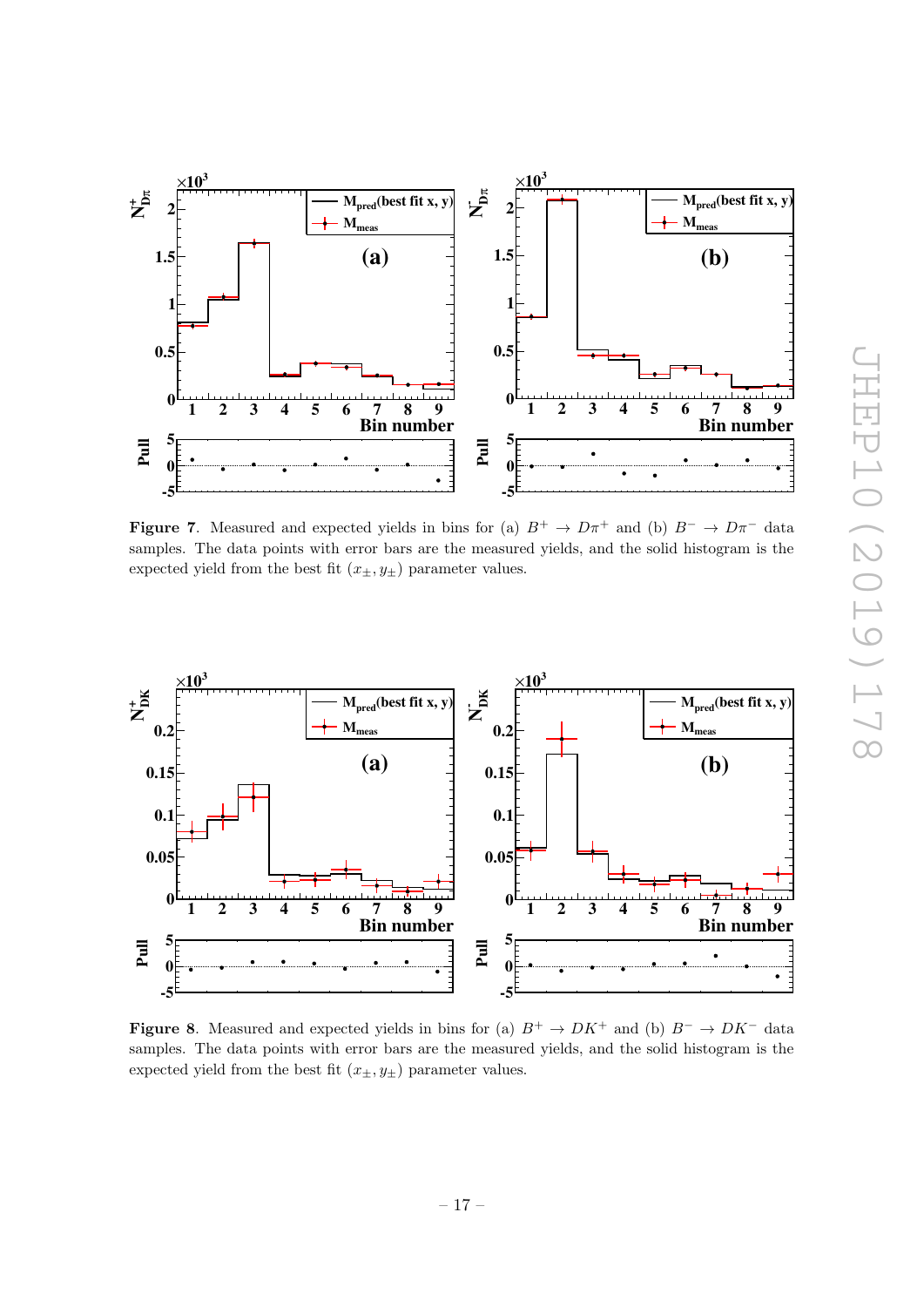Figure 7. Measured and expected yields in bins for (a) $B^+ \to D\pi^+$ and (b) $B^- \to D\pi^-$ data samples. The data points with error bars are the measured yields, and the solid histogram is the expected yield from the best fit $(x_\pm, y_\pm)$ parameter values.

Figure 8. Measured and expected yields in bins for (a) $B^+ \to DK^+$ and (b) $B^- \to DK^-$ data samples. The data points with error bars are the measured yields, and the solid histogram is the expected yield from the best fit $(x_\pm, y_\pm)$ parameter values.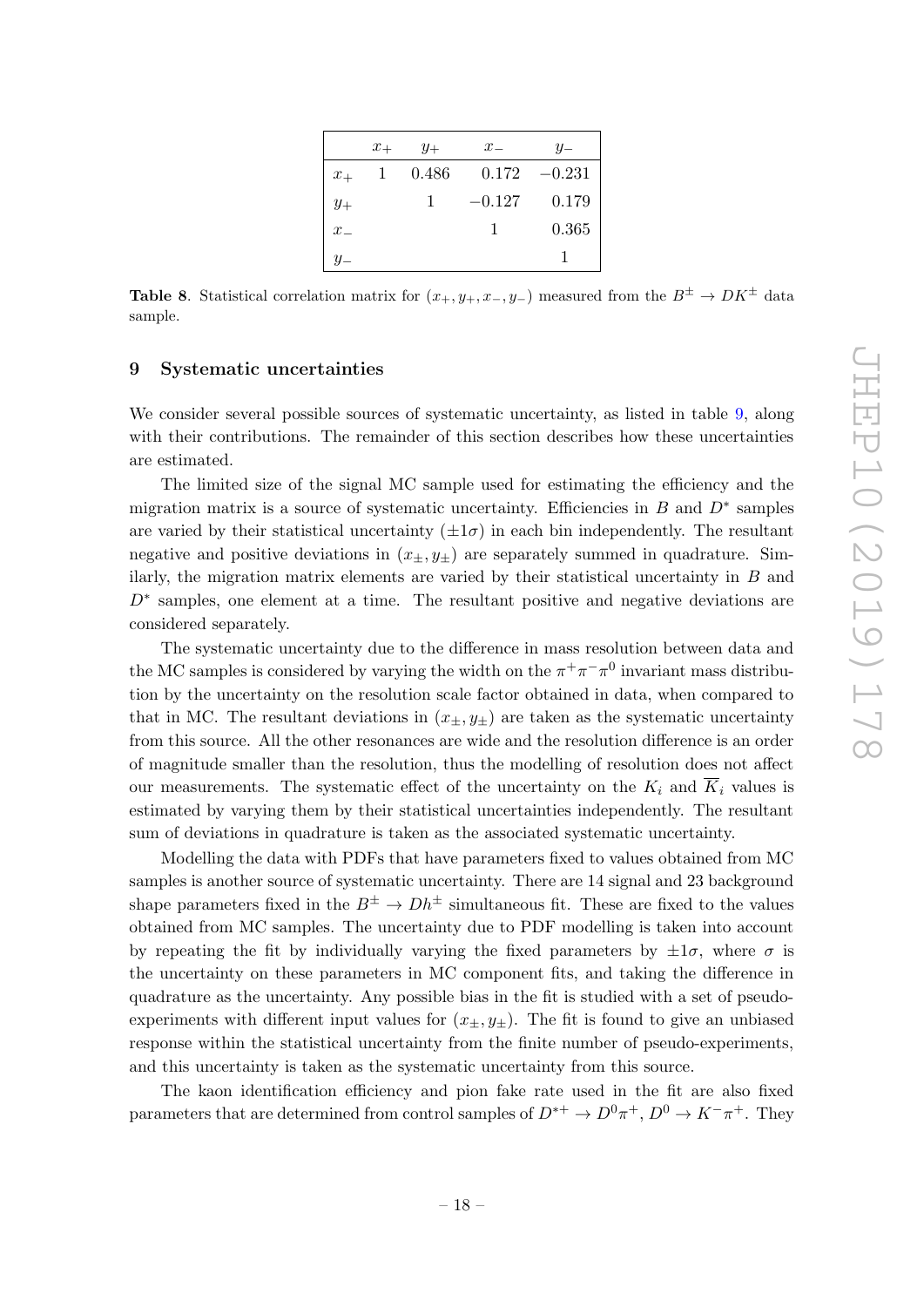| | $x_+$ | $y_+$ | $x_-$ | $y_-$ |
|---|---|---|---|---|
| $x_+$ | 1 | 0.486 | 0.172 | $-0.231$ |
| $y_+$ | | 1 | $-0.127$ | 0.179 |
| $x_-$ | | | 1 | 0.365 |
| $y_-$ | | | | 1 |

**Table 8**. Statistical correlation matrix for $(x_+, y_+, x_-, y_-)$ measured from the $B^\pm \to DK^\pm$ data sample.

## 9 Systematic uncertainties

We consider several possible sources of systematic uncertainty, as listed in table 9, along with their contributions. The remainder of this section describes how these uncertainties are estimated.

The limited size of the signal MC sample used for estimating the efficiency and the migration matrix is a source of systematic uncertainty. Efficiencies in $B$ and $D^*$ samples are varied by their statistical uncertainty ($\pm 1\sigma$) in each bin independently. The resultant negative and positive deviations in $(x_\pm, y_\pm)$ are separately summed in quadrature. Similarly, the migration matrix elements are varied by their statistical uncertainty in $B$ and $D^*$ samples, one element at a time. The resultant positive and negative deviations are considered separately.

The systematic uncertainty due to the difference in mass resolution between data and the MC samples is considered by varying the width on the $\pi^+\pi^-\pi^0$ invariant mass distribution by the uncertainty on the resolution scale factor obtained in data, when compared to that in MC. The resultant deviations in $(x_\pm, y_\pm)$ are taken as the systematic uncertainty from this source. All the other resonances are wide and the resolution difference is an order of magnitude smaller than the resolution, thus the modelling of resolution does not affect our measurements. The systematic effect of the uncertainty on the $K_i$ and $\overline{K}_i$ values is estimated by varying them by their statistical uncertainties independently. The resultant sum of deviations in quadrature is taken as the associated systematic uncertainty.

Modelling the data with PDFs that have parameters fixed to values obtained from MC samples is another source of systematic uncertainty. There are 14 signal and 23 background shape parameters fixed in the $B^\pm \to Dh^\pm$ simultaneous fit. These are fixed to the values obtained from MC samples. The uncertainty due to PDF modelling is taken into account by repeating the fit by individually varying the fixed parameters by $\pm 1\sigma$, where $\sigma$ is the uncertainty on these parameters in MC component fits, and taking the difference in quadrature as the uncertainty. Any possible bias in the fit is studied with a set of pseudo-experiments with different input values for $(x_\pm, y_\pm)$. The fit is found to give an unbiased response within the statistical uncertainty from the finite number of pseudo-experiments, and this uncertainty is taken as the systematic uncertainty from this source.

The kaon identification efficiency and pion fake rate used in the fit are also fixed parameters that are determined from control samples of $D^{*+} \to D^0\pi^+$, $D^0 \to K^-\pi^+$. They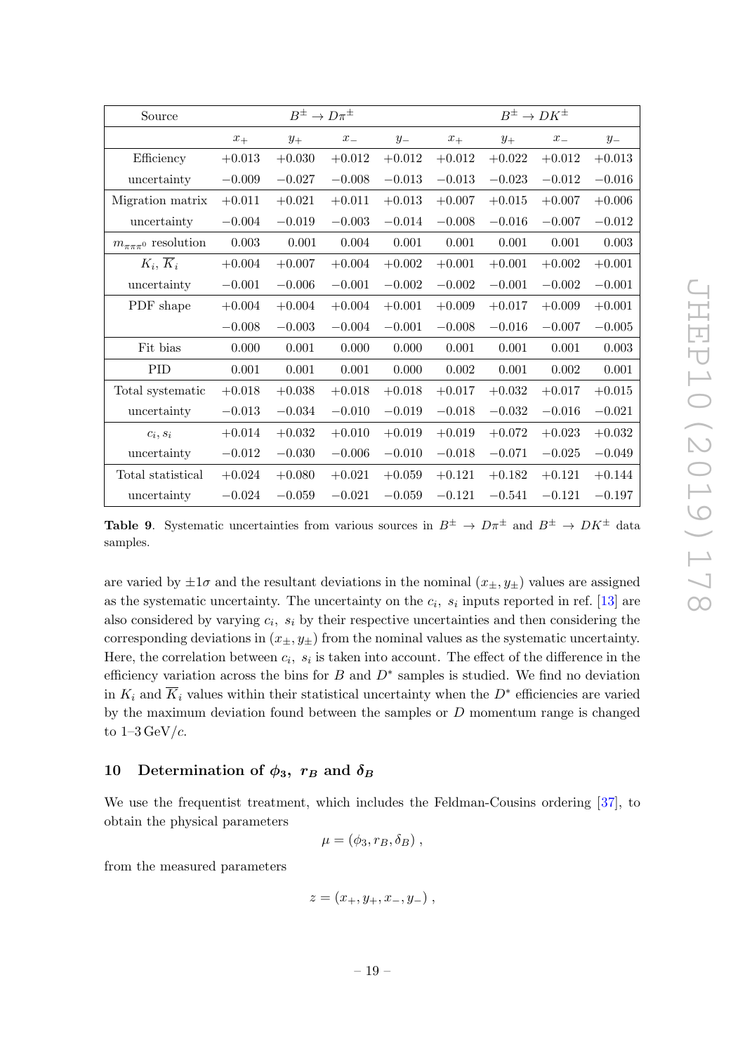| Source | $B^\pm \to D\pi^\pm$ | | | | $B^\pm \to DK^\pm$ | | | |
|---|---|---|---|---|---|---|---|---|
| | $x_+$ | $y_+$ | $x_-$ | $y_-$ | $x_+$ | $y_+$ | $x_-$ | $y_-$ |
| Efficiency | $+0.013$ | $+0.030$ | $+0.012$ | $+0.012$ | $+0.012$ | $+0.022$ | $+0.012$ | $+0.013$ |
| uncertainty | $-0.009$ | $-0.027$ | $-0.008$ | $-0.013$ | $-0.013$ | $-0.023$ | $-0.012$ | $-0.016$ |
| Migration matrix | $+0.011$ | $+0.021$ | $+0.011$ | $+0.013$ | $+0.007$ | $+0.015$ | $+0.007$ | $+0.006$ |
| uncertainty | $-0.004$ | $-0.019$ | $-0.003$ | $-0.014$ | $-0.008$ | $-0.016$ | $-0.007$ | $-0.012$ |
| $m_{\pi\pi\pi^0}$ resolution | 0.003 | 0.001 | 0.004 | 0.001 | 0.001 | 0.001 | 0.001 | 0.003 |
| $K_i, \overline{K}_i$ | $+0.004$ | $+0.007$ | $+0.004$ | $+0.002$ | $+0.001$ | $+0.001$ | $+0.002$ | $+0.001$ |
| uncertainty | $-0.001$ | $-0.006$ | $-0.001$ | $-0.002$ | $-0.002$ | $-0.001$ | $-0.002$ | $-0.001$ |
| PDF shape | $+0.004$ | $+0.004$ | $+0.004$ | $+0.001$ | $+0.009$ | $+0.017$ | $+0.009$ | $+0.001$ |
| | $-0.008$ | $-0.003$ | $-0.004$ | $-0.001$ | $-0.008$ | $-0.016$ | $-0.007$ | $-0.005$ |
| Fit bias | 0.000 | 0.001 | 0.000 | 0.000 | 0.001 | 0.001 | 0.001 | 0.003 |
| PID | 0.001 | 0.001 | 0.001 | 0.000 | 0.002 | 0.001 | 0.002 | 0.001 |
| Total systematic | $+0.018$ | $+0.038$ | $+0.018$ | $+0.018$ | $+0.017$ | $+0.032$ | $+0.017$ | $+0.015$ |
| uncertainty | $-0.013$ | $-0.034$ | $-0.010$ | $-0.019$ | $-0.018$ | $-0.032$ | $-0.016$ | $-0.021$ |
| $c_i, s_i$ | $+0.014$ | $+0.032$ | $+0.010$ | $+0.019$ | $+0.019$ | $+0.072$ | $+0.023$ | $+0.032$ |
| uncertainty | $-0.012$ | $-0.030$ | $-0.006$ | $-0.010$ | $-0.018$ | $-0.071$ | $-0.025$ | $-0.049$ |
| Total statistical | $+0.024$ | $+0.080$ | $+0.021$ | $+0.059$ | $+0.121$ | $+0.182$ | $+0.121$ | $+0.144$ |
| uncertainty | $-0.024$ | $-0.059$ | $-0.021$ | $-0.059$ | $-0.121$ | $-0.541$ | $-0.121$ | $-0.197$ |

**Table 9**. Systematic uncertainties from various sources in $B^\pm \to D\pi^\pm$ and $B^\pm \to DK^\pm$ data samples.

are varied by $\pm 1\sigma$ and the resultant deviations in the nominal $(x_\pm, y_\pm)$ values are assigned as the systematic uncertainty. The uncertainty on the $c_i$, $s_i$ inputs reported in ref. [13] are also considered by varying $c_i$, $s_i$ by their respective uncertainties and then considering the corresponding deviations in $(x_\pm, y_\pm)$ from the nominal values as the systematic uncertainty. Here, the correlation between $c_i$, $s_i$ is taken into account. The effect of the difference in the efficiency variation across the bins for $B$ and $D^*$ samples is studied. We find no deviation in $K_i$ and $\overline{K}_i$ values within their statistical uncertainty when the $D^*$ efficiencies are varied by the maximum deviation found between the samples or $D$ momentum range is changed to 1–3 GeV/$c$.

## 10 Determination of $\phi_3$, $r_B$ and $\delta_B$

We use the frequentist treatment, which includes the Feldman-Cousins ordering [37], to obtain the physical parameters

$$\mu = (\phi_3, r_B, \delta_B) ,$$

from the measured parameters

$$z = (x_+, y_+, x_-, y_-) ,$$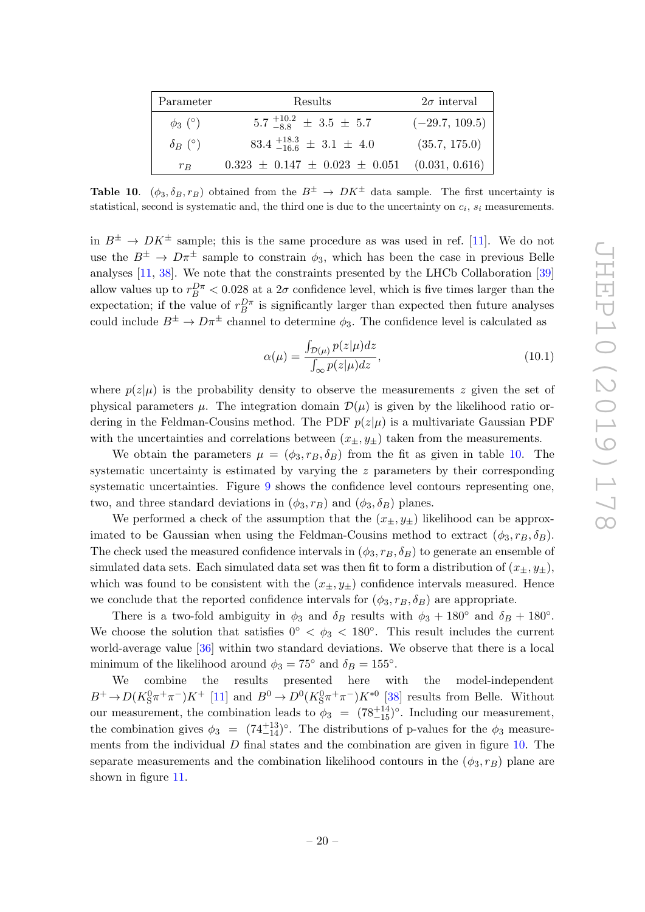| Parameter | Results | $2\sigma$ interval |
|---|---|---|
| $\phi_3$ (°) | $5.7\ ^{+10.2}_{-8.8}\ \pm\ 3.5\ \pm\ 5.7$ | $(-29.7,\ 109.5)$ |
| $\delta_B$ (°) | $83.4\ ^{+18.3}_{-16.6}\ \pm\ 3.1\ \pm\ 4.0$ | $(35.7,\ 175.0)$ |
| $r_B$ | $0.323\ \pm\ 0.147\ \pm\ 0.023\ \pm\ 0.051$ | $(0.031,\ 0.616)$ |

**Table 10**. $(\phi_3, \delta_B, r_B)$ obtained from the $B^{\pm} \to DK^{\pm}$ data sample. The first uncertainty is statistical, second is systematic and, the third one is due to the uncertainty on $c_i$, $s_i$ measurements.

in $B^{\pm} \to DK^{\pm}$ sample; this is the same procedure as was used in ref. [11]. We do not use the $B^{\pm} \to D\pi^{\pm}$ sample to constrain $\phi_3$, which has been the case in previous Belle analyses [11, 38]. We note that the constraints presented by the LHCb Collaboration [39] allow values up to $r_B^{D\pi} < 0.028$ at a $2\sigma$ confidence level, which is five times larger than the expectation; if the value of $r_B^{D\pi}$ is significantly larger than expected then future analyses could include $B^{\pm} \to D\pi^{\pm}$ channel to determine $\phi_3$. The confidence level is calculated as

$$\alpha(\mu) = \frac{\int_{\mathcal{D}(\mu)} p(z|\mu) dz}{\int_{\infty} p(z|\mu) dz}, \tag{10.1}$$

where $p(z|\mu)$ is the probability density to observe the measurements $z$ given the set of physical parameters $\mu$. The integration domain $\mathcal{D}(\mu)$ is given by the likelihood ratio ordering in the Feldman-Cousins method. The PDF $p(z|\mu)$ is a multivariate Gaussian PDF with the uncertainties and correlations between $(x_{\pm}, y_{\pm})$ taken from the measurements.

We obtain the parameters $\mu = (\phi_3, r_B, \delta_B)$ from the fit as given in table 10. The systematic uncertainty is estimated by varying the $z$ parameters by their corresponding systematic uncertainties. Figure 9 shows the confidence level contours representing one, two, and three standard deviations in $(\phi_3, r_B)$ and $(\phi_3, \delta_B)$ planes.

We performed a check of the assumption that the $(x_{\pm}, y_{\pm})$ likelihood can be approximated to be Gaussian when using the Feldman-Cousins method to extract $(\phi_3, r_B, \delta_B)$. The check used the measured confidence intervals in $(\phi_3, r_B, \delta_B)$ to generate an ensemble of simulated data sets. Each simulated data set was then fit to form a distribution of $(x_{\pm}, y_{\pm})$, which was found to be consistent with the $(x_{\pm}, y_{\pm})$ confidence intervals measured. Hence we conclude that the reported confidence intervals for $(\phi_3, r_B, \delta_B)$ are appropriate.

There is a two-fold ambiguity in $\phi_3$ and $\delta_B$ results with $\phi_3 + 180°$ and $\delta_B + 180°$. We choose the solution that satisfies $0° < \phi_3 < 180°$. This result includes the current world-average value [36] within two standard deviations. We observe that there is a local minimum of the likelihood around $\phi_3 = 75°$ and $\delta_B = 155°$.

We combine the results presented here with the model-independent $B^+ \to D(K_S^0\pi^+\pi^-)K^+$ [11] and $B^0 \to D^0(K_S^0\pi^+\pi^-)K^{*0}$ [38] results from Belle. Without our measurement, the combination leads to $\phi_3 = (78^{+14}_{-15})°$. Including our measurement, the combination gives $\phi_3 = (74^{+13}_{-14})°$. The distributions of p-values for the $\phi_3$ measurements from the individual $D$ final states and the combination are given in figure 10. The separate measurements and the combination likelihood contours in the $(\phi_3, r_B)$ plane are shown in figure 11.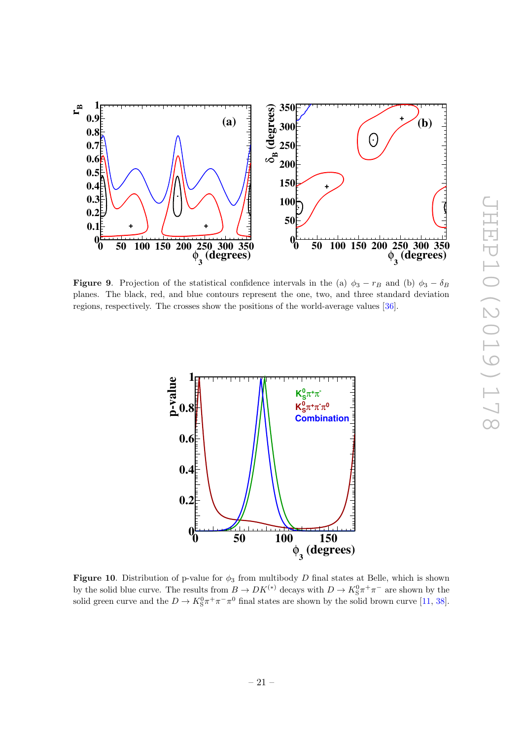**Figure 9**. Projection of the statistical confidence intervals in the (a) $\phi_3 - r_B$ and (b) $\phi_3 - \delta_B$ planes. The black, red, and blue contours represent the one, two, and three standard deviation regions, respectively. The crosses show the positions of the world-average values [36].

**Figure 10**. Distribution of p-value for $\phi_3$ from multibody $D$ final states at Belle, which is shown by the solid blue curve. The results from $B \to DK^{(*)}$ decays with $D \to K_S^0\pi^+\pi^-$ are shown by the solid green curve and the $D \to K_S^0\pi^+\pi^-\pi^0$ final states are shown by the solid brown curve [11, 38].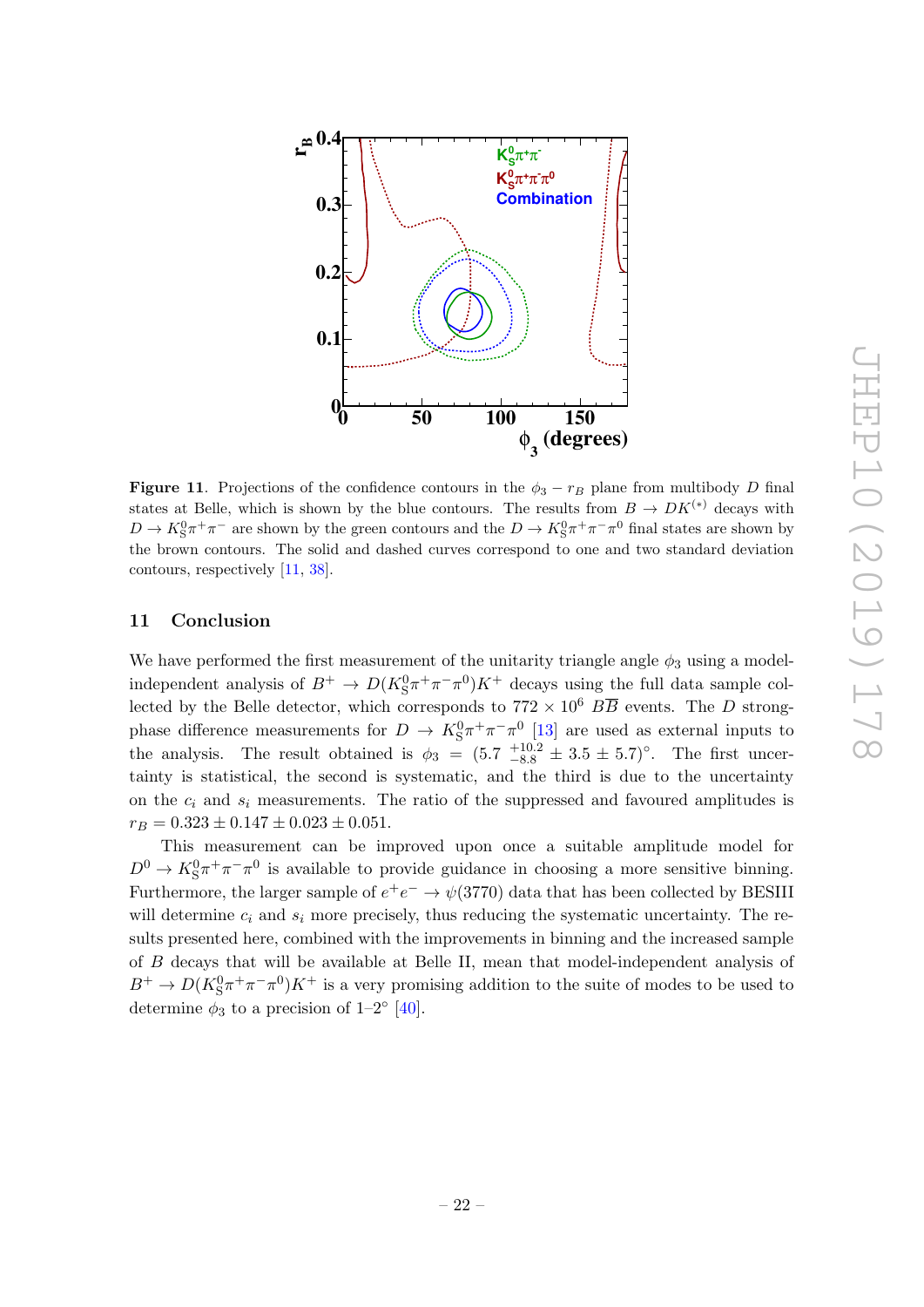**Figure 11**. Projections of the confidence contours in the $\phi_3 - r_B$ plane from multibody $D$ final states at Belle, which is shown by the blue contours. The results from $B \to DK^{(*)}$ decays with $D \to K_S^0\pi^+\pi^-$ are shown by the green contours and the $D \to K_S^0\pi^+\pi^-\pi^0$ final states are shown by the brown contours. The solid and dashed curves correspond to one and two standard deviation contours, respectively [11, 38].

## 11 Conclusion

We have performed the first measurement of the unitarity triangle angle $\phi_3$ using a model-independent analysis of $B^+ \to D(K_S^0\pi^+\pi^-\pi^0)K^+$ decays using the full data sample collected by the Belle detector, which corresponds to $772 \times 10^6$ $B\overline{B}$ events. The $D$ strong-phase difference measurements for $D \to K_S^0\pi^+\pi^-\pi^0$ [13] are used as external inputs to the analysis. The result obtained is $\phi_3 = (5.7 \ ^{+10.2}_{-8.8} \pm 3.5 \pm 5.7)^\circ$. The first uncertainty is statistical, the second is systematic, and the third is due to the uncertainty on the $c_i$ and $s_i$ measurements. The ratio of the suppressed and favoured amplitudes is $r_B = 0.323 \pm 0.147 \pm 0.023 \pm 0.051$.

This measurement can be improved upon once a suitable amplitude model for $D^0 \to K_S^0\pi^+\pi^-\pi^0$ is available to provide guidance in choosing a more sensitive binning. Furthermore, the larger sample of $e^+e^- \to \psi(3770)$ data that has been collected by BESIII will determine $c_i$ and $s_i$ more precisely, thus reducing the systematic uncertainty. The results presented here, combined with the improvements in binning and the increased sample of $B$ decays that will be available at Belle II, mean that model-independent analysis of $B^+ \to D(K_S^0\pi^+\pi^-\pi^0)K^+$ is a very promising addition to the suite of modes to be used to determine $\phi_3$ to a precision of 1–2° [40].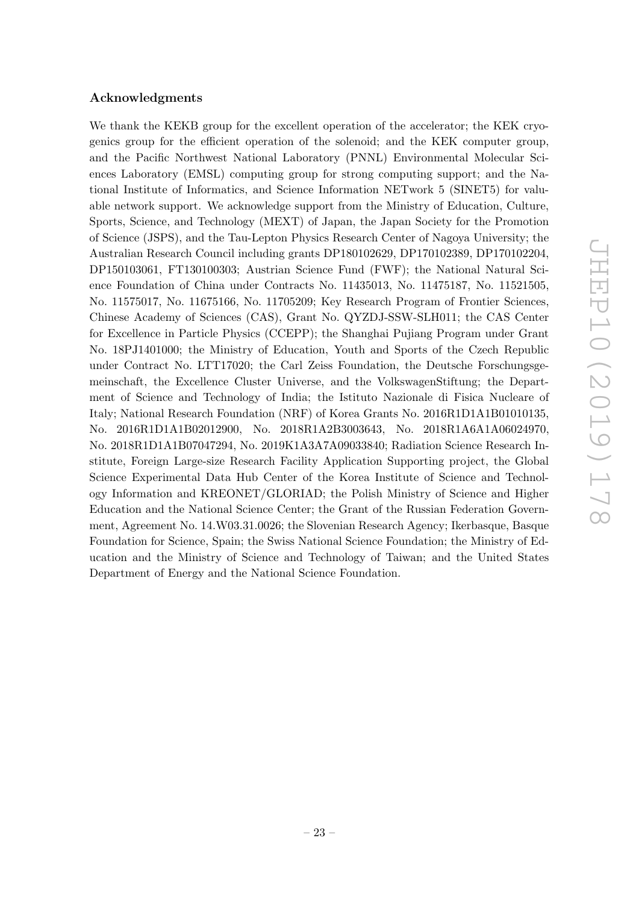## Acknowledgments

We thank the KEKB group for the excellent operation of the accelerator; the KEK cryogenics group for the efficient operation of the solenoid; and the KEK computer group, and the Pacific Northwest National Laboratory (PNNL) Environmental Molecular Sciences Laboratory (EMSL) computing group for strong computing support; and the National Institute of Informatics, and Science Information NETwork 5 (SINET5) for valuable network support. We acknowledge support from the Ministry of Education, Culture, Sports, Science, and Technology (MEXT) of Japan, the Japan Society for the Promotion of Science (JSPS), and the Tau-Lepton Physics Research Center of Nagoya University; the Australian Research Council including grants DP180102629, DP170102389, DP170102204, DP150103061, FT130100303; Austrian Science Fund (FWF); the National Natural Science Foundation of China under Contracts No. 11435013, No. 11475187, No. 11521505, No. 11575017, No. 11675166, No. 11705209; Key Research Program of Frontier Sciences, Chinese Academy of Sciences (CAS), Grant No. QYZDJ-SSW-SLH011; the CAS Center for Excellence in Particle Physics (CCEPP); the Shanghai Pujiang Program under Grant No. 18PJ1401000; the Ministry of Education, Youth and Sports of the Czech Republic under Contract No. LTT17020; the Carl Zeiss Foundation, the Deutsche Forschungsgemeinschaft, the Excellence Cluster Universe, and the VolkswagenStiftung; the Department of Science and Technology of India; the Istituto Nazionale di Fisica Nucleare of Italy; National Research Foundation (NRF) of Korea Grants No. 2016R1D1A1B01010135, No. 2016R1D1A1B02012900, No. 2018R1A2B3003643, No. 2018R1A6A1A06024970, No. 2018R1D1A1B07047294, No. 2019K1A3A7A09033840; Radiation Science Research Institute, Foreign Large-size Research Facility Application Supporting project, the Global Science Experimental Data Hub Center of the Korea Institute of Science and Technology Information and KREONET/GLORIAD; the Polish Ministry of Science and Higher Education and the National Science Center; the Grant of the Russian Federation Government, Agreement No. 14.W03.31.0026; the Slovenian Research Agency; Ikerbasque, Basque Foundation for Science, Spain; the Swiss National Science Foundation; the Ministry of Education and the Ministry of Science and Technology of Taiwan; and the United States Department of Energy and the National Science Foundation.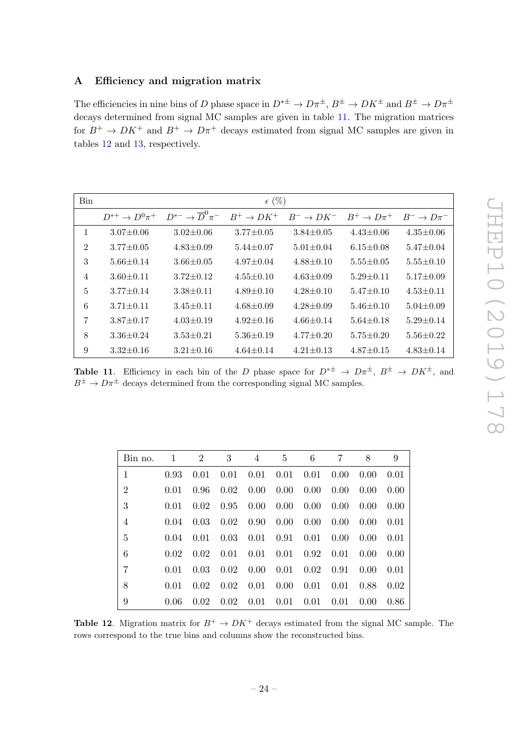## A Efficiency and migration matrix

The efficiencies in nine bins of $D$ phase space in $D^{*\pm} \to D\pi^{\pm}$, $B^{\pm} \to DK^{\pm}$ and $B^{\pm} \to D\pi^{\pm}$ decays determined from signal MC samples are given in table 11. The migration matrices for $B^{+} \to DK^{+}$ and $B^{+} \to D\pi^{+}$ decays estimated from signal MC samples are given in tables 12 and 13, respectively.

| Bin | $\epsilon$ (%) | | | | | |
|---|---|---|---|---|---|---|
| | $D^{*+} \to D^0\pi^+$ | $D^{*-} \to \overline{D}^0\pi^-$ | $B^+ \to DK^+$ | $B^- \to DK^-$ | $B^+ \to D\pi^+$ | $B^- \to D\pi^-$ |
| 1 | 3.07±0.06 | 3.02±0.06 | 3.77±0.05 | 3.84±0.05 | 4.43±0.06 | 4.35±0.06 |
| 2 | 3.77±0.05 | 4.83±0.09 | 5.44±0.07 | 5.01±0.04 | 6.15±0.08 | 5.47±0.04 |
| 3 | 5.66±0.14 | 3.66±0.05 | 4.97±0.04 | 4.88±0.10 | 5.55±0.05 | 5.55±0.10 |
| 4 | 3.60±0.11 | 3.72±0.12 | 4.55±0.10 | 4.63±0.09 | 5.29±0.11 | 5.17±0.09 |
| 5 | 3.77±0.14 | 3.38±0.11 | 4.89±0.10 | 4.28±0.10 | 5.47±0.10 | 4.53±0.11 |
| 6 | 3.71±0.11 | 3.45±0.11 | 4.68±0.09 | 4.28±0.09 | 5.46±0.10 | 5.04±0.09 |
| 7 | 3.87±0.17 | 4.03±0.19 | 4.92±0.16 | 4.66±0.14 | 5.64±0.18 | 5.29±0.14 |
| 8 | 3.36±0.24 | 3.53±0.21 | 5.36±0.19 | 4.77±0.20 | 5.75±0.20 | 5.56±0.22 |
| 9 | 3.32±0.16 | 3.21±0.16 | 4.64±0.14 | 4.21±0.13 | 4.87±0.15 | 4.83±0.14 |

**Table 11**. Efficiency in each bin of the $D$ phase space for $D^{*\pm} \to D\pi^{\pm}$, $B^{\pm} \to DK^{\pm}$, and $B^{\pm} \to D\pi^{\pm}$ decays determined from the corresponding signal MC samples.

| Bin no. | 1 | 2 | 3 | 4 | 5 | 6 | 7 | 8 | 9 |
|---|---|---|---|---|---|---|---|---|---|
| 1 | 0.93 | 0.01 | 0.01 | 0.01 | 0.01 | 0.01 | 0.00 | 0.00 | 0.01 |
| 2 | 0.01 | 0.96 | 0.02 | 0.00 | 0.00 | 0.00 | 0.00 | 0.00 | 0.00 |
| 3 | 0.01 | 0.02 | 0.95 | 0.00 | 0.00 | 0.00 | 0.00 | 0.00 | 0.00 |
| 4 | 0.04 | 0.03 | 0.02 | 0.90 | 0.00 | 0.00 | 0.00 | 0.00 | 0.01 |
| 5 | 0.04 | 0.01 | 0.03 | 0.01 | 0.91 | 0.01 | 0.00 | 0.00 | 0.01 |
| 6 | 0.02 | 0.02 | 0.01 | 0.01 | 0.01 | 0.92 | 0.01 | 0.00 | 0.00 |
| 7 | 0.01 | 0.03 | 0.02 | 0.00 | 0.01 | 0.02 | 0.91 | 0.00 | 0.01 |
| 8 | 0.01 | 0.02 | 0.02 | 0.01 | 0.00 | 0.01 | 0.01 | 0.88 | 0.02 |
| 9 | 0.06 | 0.02 | 0.02 | 0.01 | 0.01 | 0.01 | 0.01 | 0.00 | 0.86 |

**Table 12**. Migration matrix for $B^+ \to DK^+$ decays estimated from the signal MC sample. The rows correspond to the true bins and columns show the reconstructed bins.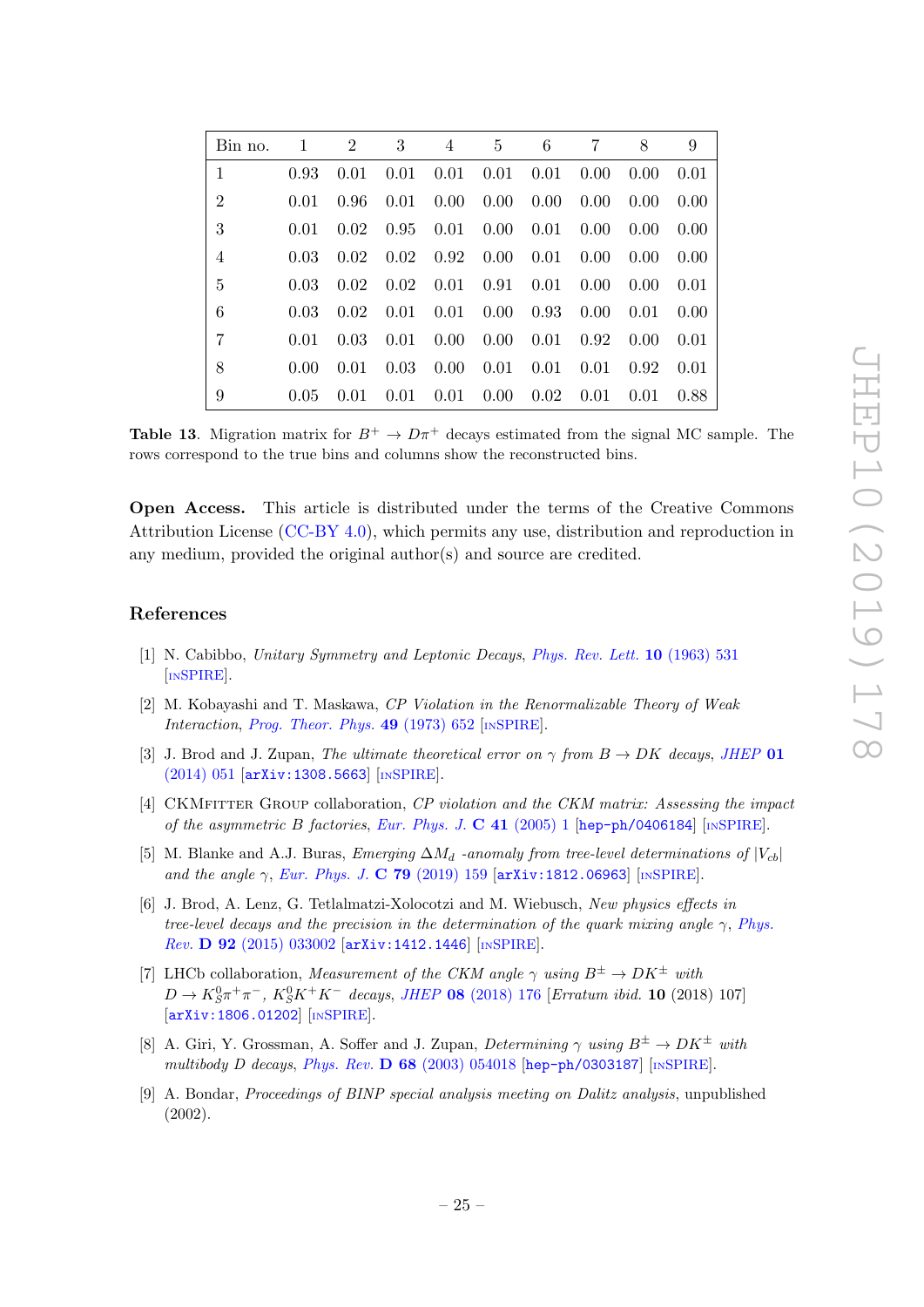| Bin no. | 1 | 2 | 3 | 4 | 5 | 6 | 7 | 8 | 9 |
|---|---|---|---|---|---|---|---|---|---|
| 1 | 0.93 | 0.01 | 0.01 | 0.01 | 0.01 | 0.01 | 0.00 | 0.00 | 0.01 |
| 2 | 0.01 | 0.96 | 0.01 | 0.00 | 0.00 | 0.00 | 0.00 | 0.00 | 0.00 |
| 3 | 0.01 | 0.02 | 0.95 | 0.01 | 0.00 | 0.01 | 0.00 | 0.00 | 0.00 |
| 4 | 0.03 | 0.02 | 0.02 | 0.92 | 0.00 | 0.01 | 0.00 | 0.00 | 0.00 |
| 5 | 0.03 | 0.02 | 0.02 | 0.01 | 0.91 | 0.01 | 0.00 | 0.00 | 0.01 |
| 6 | 0.03 | 0.02 | 0.01 | 0.01 | 0.00 | 0.93 | 0.00 | 0.01 | 0.00 |
| 7 | 0.01 | 0.03 | 0.01 | 0.00 | 0.00 | 0.01 | 0.92 | 0.00 | 0.01 |
| 8 | 0.00 | 0.01 | 0.03 | 0.00 | 0.01 | 0.01 | 0.01 | 0.92 | 0.01 |
| 9 | 0.05 | 0.01 | 0.01 | 0.01 | 0.00 | 0.02 | 0.01 | 0.01 | 0.88 |

**Table 13**. Migration matrix for $B^+ \to D\pi^+$ decays estimated from the signal MC sample. The rows correspond to the true bins and columns show the reconstructed bins.

**Open Access.** This article is distributed under the terms of the Creative Commons Attribution License (CC-BY 4.0), which permits any use, distribution and reproduction in any medium, provided the original author(s) and source are credited.

## References

[1] N. Cabibbo, *Unitary Symmetry and Leptonic Decays*, *Phys. Rev. Lett.* **10** (1963) 531 [INSPIRE].

[2] M. Kobayashi and T. Maskawa, *CP Violation in the Renormalizable Theory of Weak Interaction*, *Prog. Theor. Phys.* **49** (1973) 652 [INSPIRE].

[3] J. Brod and J. Zupan, *The ultimate theoretical error on $\gamma$ from $B \to DK$ decays*, *JHEP* **01** (2014) 051 [arXiv:1308.5663] [INSPIRE].

[4] CKMfitter Group collaboration, *CP violation and the CKM matrix: Assessing the impact of the asymmetric B factories*, *Eur. Phys. J.* **C 41** (2005) 1 [hep-ph/0406184] [INSPIRE].

[5] M. Blanke and A.J. Buras, *Emerging $\Delta M_d$ -anomaly from tree-level determinations of $|V_{cb}|$ and the angle $\gamma$*, *Eur. Phys. J.* **C 79** (2019) 159 [arXiv:1812.06963] [INSPIRE].

[6] J. Brod, A. Lenz, G. Tetlalmatzi-Xolocotzi and M. Wiebusch, *New physics effects in tree-level decays and the precision in the determination of the quark mixing angle $\gamma$*, *Phys. Rev.* **D 92** (2015) 033002 [arXiv:1412.1446] [INSPIRE].

[7] LHCb collaboration, *Measurement of the CKM angle $\gamma$ using $B^\pm \to DK^\pm$ with $D \to K^0_S\pi^+\pi^-$, $K^0_SK^+K^-$ decays*, *JHEP* **08** (2018) 176 [*Erratum ibid.* **10** (2018) 107] [arXiv:1806.01202] [INSPIRE].

[8] A. Giri, Y. Grossman, A. Soffer and J. Zupan, *Determining $\gamma$ using $B^\pm \to DK^\pm$ with multibody D decays*, *Phys. Rev.* **D 68** (2003) 054018 [hep-ph/0303187] [INSPIRE].

[9] A. Bondar, *Proceedings of BINP special analysis meeting on Dalitz analysis*, unpublished (2002).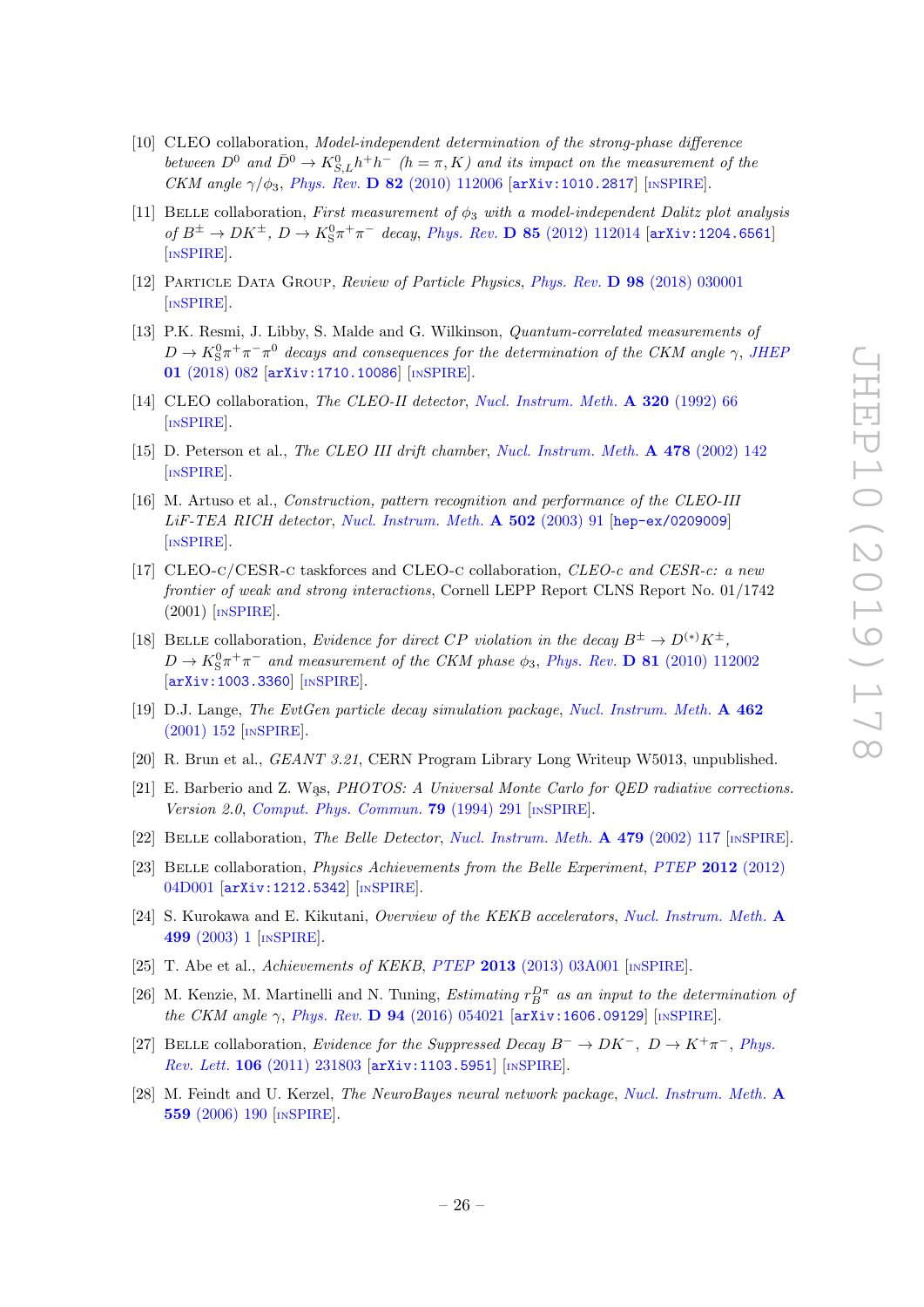- [10] CLEO collaboration, *Model-independent determination of the strong-phase difference between $D^0$ and $\bar{D}^0 \to K^0_{S,L}h^+h^-$ ($h = \pi, K$) and its impact on the measurement of the CKM angle $\gamma/\phi_3$*, Phys. Rev. **D 82** (2010) 112006 [arXiv:1010.2817] [INSPIRE].
- [11] Belle collaboration, *First measurement of $\phi_3$ with a model-independent Dalitz plot analysis of $B^\pm \to DK^\pm$, $D \to K^0_S\pi^+\pi^-$ decay*, Phys. Rev. **D 85** (2012) 112014 [arXiv:1204.6561] [INSPIRE].
- [12] Particle Data Group, *Review of Particle Physics*, Phys. Rev. **D 98** (2018) 030001 [INSPIRE].
- [13] P.K. Resmi, J. Libby, S. Malde and G. Wilkinson, *Quantum-correlated measurements of $D \to K^0_S\pi^+\pi^-\pi^0$ decays and consequences for the determination of the CKM angle $\gamma$*, JHEP **01** (2018) 082 [arXiv:1710.10086] [INSPIRE].
- [14] CLEO collaboration, *The CLEO-II detector*, Nucl. Instrum. Meth. **A 320** (1992) 66 [INSPIRE].
- [15] D. Peterson et al., *The CLEO III drift chamber*, Nucl. Instrum. Meth. **A 478** (2002) 142 [INSPIRE].
- [16] M. Artuso et al., *Construction, pattern recognition and performance of the CLEO-III LiF-TEA RICH detector*, Nucl. Instrum. Meth. **A 502** (2003) 91 [hep-ex/0209009] [INSPIRE].
- [17] CLEO-c/CESR-c taskforces and CLEO-c collaboration, *CLEO-c and CESR-c: a new frontier of weak and strong interactions*, Cornell LEPP Report CLNS Report No. 01/1742 (2001) [INSPIRE].
- [18] Belle collaboration, *Evidence for direct CP violation in the decay $B^\pm \to D^{(*)}K^\pm$, $D \to K^0_S\pi^+\pi^-$ and measurement of the CKM phase $\phi_3$*, Phys. Rev. **D 81** (2010) 112002 [arXiv:1003.3360] [INSPIRE].
- [19] D.J. Lange, *The EvtGen particle decay simulation package*, Nucl. Instrum. Meth. **A 462** (2001) 152 [INSPIRE].
- [20] R. Brun et al., *GEANT 3.21*, CERN Program Library Long Writeup W5013, unpublished.
- [21] E. Barberio and Z. Wąs, *PHOTOS: A Universal Monte Carlo for QED radiative corrections. Version 2.0*, Comput. Phys. Commun. **79** (1994) 291 [INSPIRE].
- [22] Belle collaboration, *The Belle Detector*, Nucl. Instrum. Meth. **A 479** (2002) 117 [INSPIRE].
- [23] Belle collaboration, *Physics Achievements from the Belle Experiment*, PTEP **2012** (2012) 04D001 [arXiv:1212.5342] [INSPIRE].
- [24] S. Kurokawa and E. Kikutani, *Overview of the KEKB accelerators*, Nucl. Instrum. Meth. **A 499** (2003) 1 [INSPIRE].
- [25] T. Abe et al., *Achievements of KEKB*, PTEP **2013** (2013) 03A001 [INSPIRE].
- [26] M. Kenzie, M. Martinelli and N. Tuning, *Estimating $r_B^{D\pi}$ as an input to the determination of the CKM angle $\gamma$*, Phys. Rev. **D 94** (2016) 054021 [arXiv:1606.09129] [INSPIRE].
- [27] Belle collaboration, *Evidence for the Suppressed Decay $B^- \to DK^-$, $D \to K^+\pi^-$*, Phys. Rev. Lett. **106** (2011) 231803 [arXiv:1103.5951] [INSPIRE].
- [28] M. Feindt and U. Kerzel, *The NeuroBayes neural network package*, Nucl. Instrum. Meth. **A 559** (2006) 190 [INSPIRE].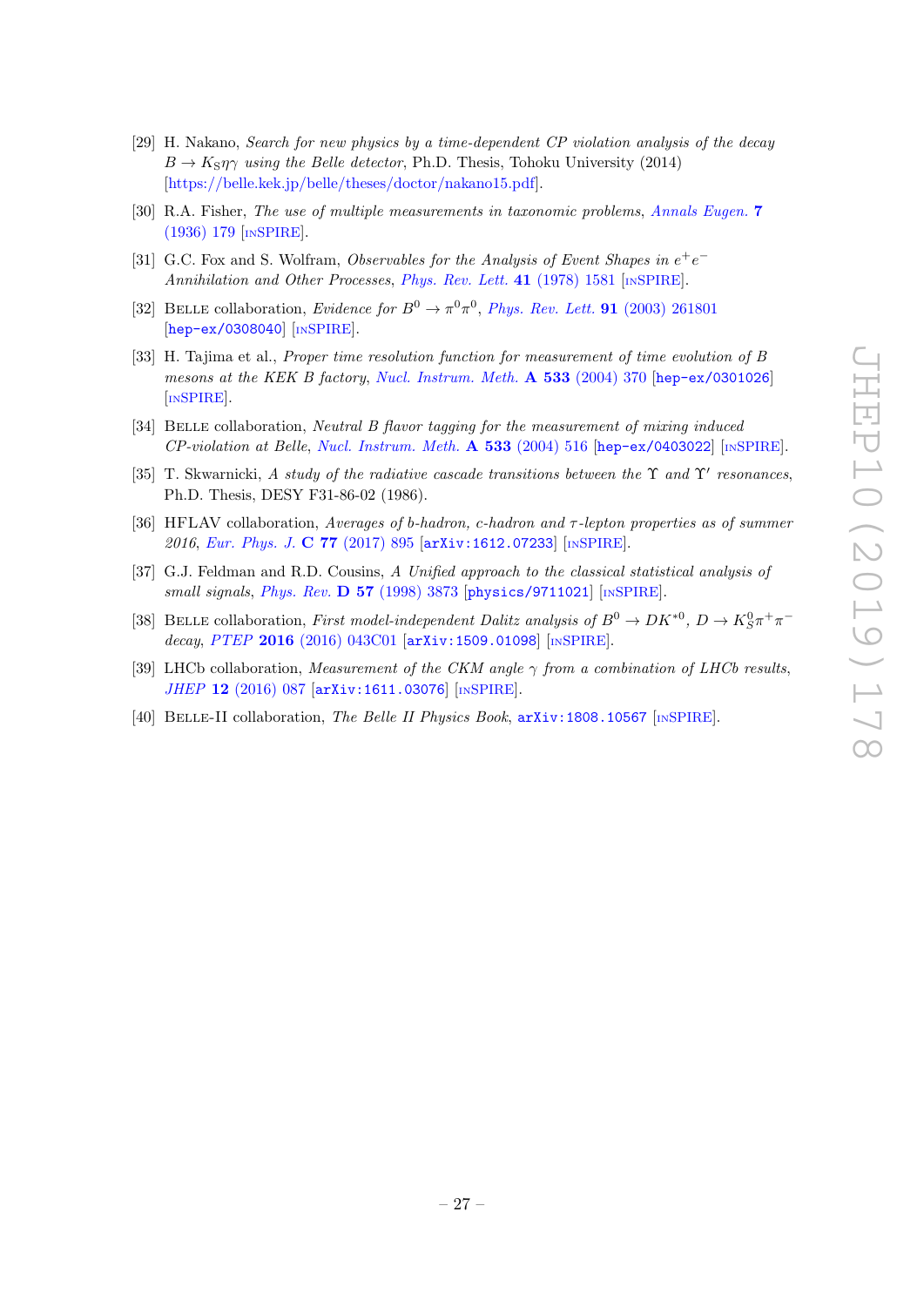[29] H. Nakano, *Search for new physics by a time-dependent CP violation analysis of the decay $B \to K_S\eta\gamma$ using the Belle detector*, Ph.D. Thesis, Tohoku University (2014) [https://belle.kek.jp/belle/theses/doctor/nakano15.pdf].

[30] R.A. Fisher, *The use of multiple measurements in taxonomic problems*, Annals Eugen. **7** (1936) 179 [INSPIRE].

[31] G.C. Fox and S. Wolfram, *Observables for the Analysis of Event Shapes in $e^+e^-$ Annihilation and Other Processes*, Phys. Rev. Lett. **41** (1978) 1581 [INSPIRE].

[32] Belle collaboration, *Evidence for $B^0 \to \pi^0\pi^0$*, Phys. Rev. Lett. **91** (2003) 261801 [hep-ex/0308040] [INSPIRE].

[33] H. Tajima et al., *Proper time resolution function for measurement of time evolution of B mesons at the KEK B factory*, Nucl. Instrum. Meth. **A 533** (2004) 370 [hep-ex/0301026] [INSPIRE].

[34] Belle collaboration, *Neutral B flavor tagging for the measurement of mixing induced CP-violation at Belle*, Nucl. Instrum. Meth. **A 533** (2004) 516 [hep-ex/0403022] [INSPIRE].

[35] T. Skwarnicki, *A study of the radiative cascade transitions between the $\Upsilon$ and $\Upsilon'$ resonances*, Ph.D. Thesis, DESY F31-86-02 (1986).

[36] HFLAV collaboration, *Averages of b-hadron, c-hadron and $\tau$-lepton properties as of summer 2016*, Eur. Phys. J. **C 77** (2017) 895 [arXiv:1612.07233] [INSPIRE].

[37] G.J. Feldman and R.D. Cousins, *A Unified approach to the classical statistical analysis of small signals*, Phys. Rev. **D 57** (1998) 3873 [physics/9711021] [INSPIRE].

[38] Belle collaboration, *First model-independent Dalitz analysis of $B^0 \to DK^{*0}$, $D \to K_S^0\pi^+\pi^-$ decay*, PTEP **2016** (2016) 043C01 [arXiv:1509.01098] [INSPIRE].

[39] LHCb collaboration, *Measurement of the CKM angle $\gamma$ from a combination of LHCb results*, JHEP **12** (2016) 087 [arXiv:1611.03076] [INSPIRE].

[40] Belle-II collaboration, *The Belle II Physics Book*, arXiv:1808.10567 [INSPIRE].